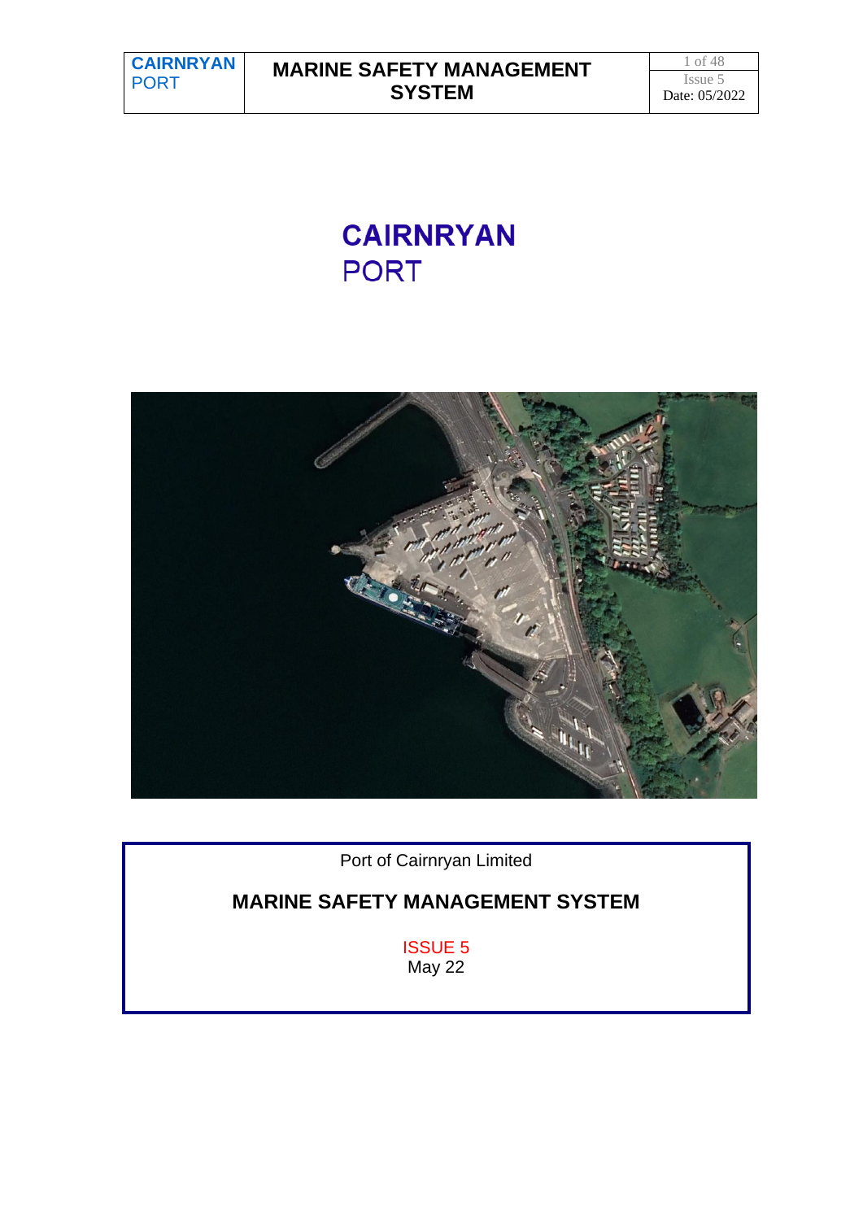# CAIRNRYAN
PORT

Port of Cairnryan Limited

## MARINE SAFETY MANAGEMENT SYSTEM

ISSUE 5
May 22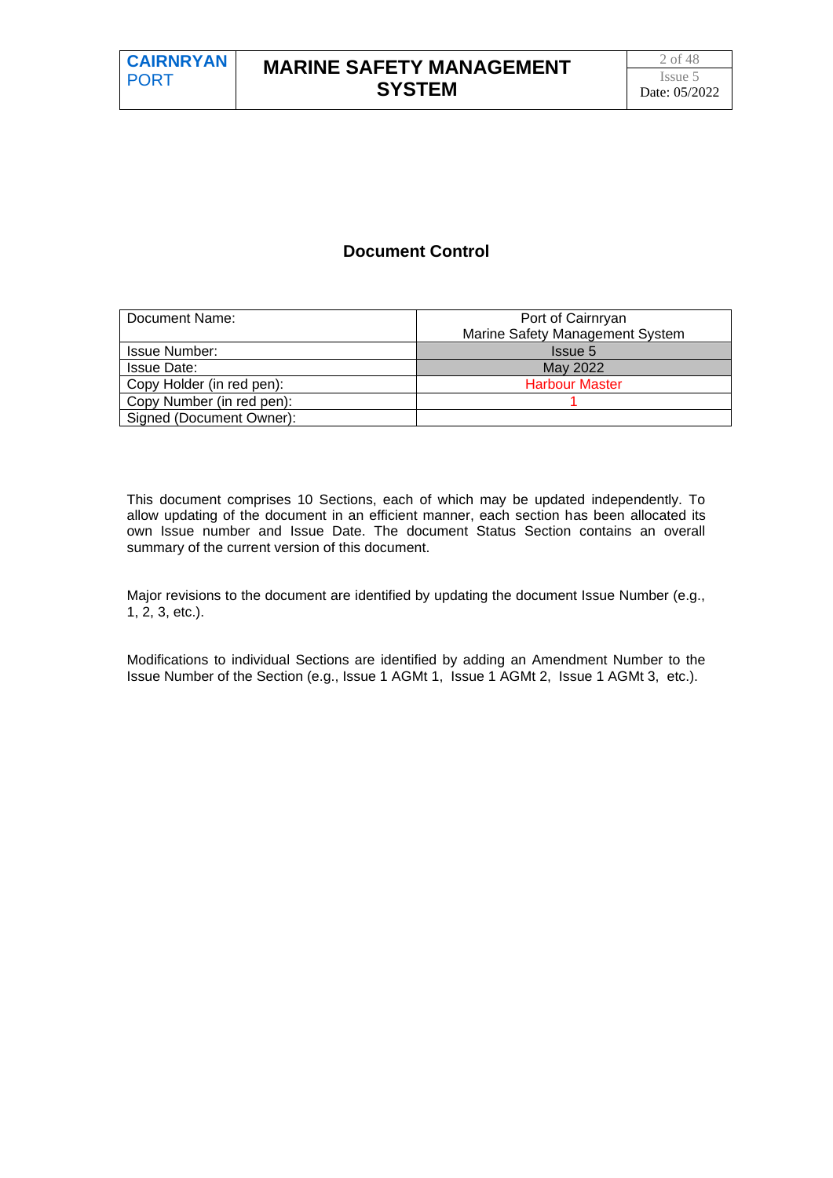## Document Control

| Document Name: | Port of Cairnryan<br>Marine Safety Management System |
|---|---|
| Issue Number: | Issue 5 |
| Issue Date: | May 2022 |
| Copy Holder (in red pen): | Harbour Master |
| Copy Number (in red pen): | 1 |
| Signed (Document Owner): | |

This document comprises 10 Sections, each of which may be updated independently. To allow updating of the document in an efficient manner, each section has been allocated its own Issue number and Issue Date. The document Status Section contains an overall summary of the current version of this document.

Major revisions to the document are identified by updating the document Issue Number (e.g., 1, 2, 3, etc.).

Modifications to individual Sections are identified by adding an Amendment Number to the Issue Number of the Section (e.g., Issue 1 AGMt 1, Issue 1 AGMt 2, Issue 1 AGMt 3, etc.).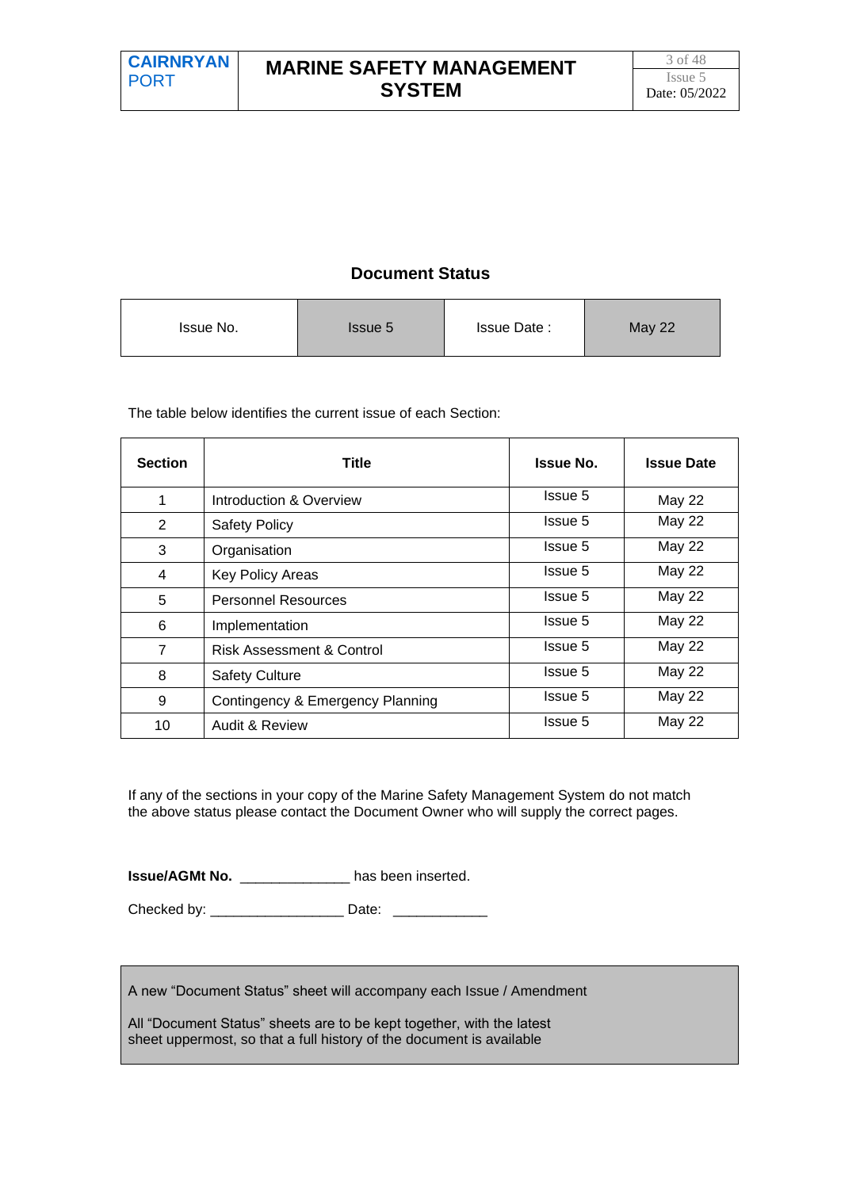## Document Status

| Issue No. | Issue 5 | Issue Date : | May 22 |
| --- | --- | --- | --- |

The table below identifies the current issue of each Section:

| Section | Title | Issue No. | Issue Date |
| --- | --- | --- | --- |
| 1 | Introduction & Overview | Issue 5 | May 22 |
| 2 | Safety Policy | Issue 5 | May 22 |
| 3 | Organisation | Issue 5 | May 22 |
| 4 | Key Policy Areas | Issue 5 | May 22 |
| 5 | Personnel Resources | Issue 5 | May 22 |
| 6 | Implementation | Issue 5 | May 22 |
| 7 | Risk Assessment & Control | Issue 5 | May 22 |
| 8 | Safety Culture | Issue 5 | May 22 |
| 9 | Contingency & Emergency Planning | Issue 5 | May 22 |
| 10 | Audit & Review | Issue 5 | May 22 |

If any of the sections in your copy of the Marine Safety Management System do not match the above status please contact the Document Owner who will supply the correct pages.

**Issue/AGMt No.** ______________ has been inserted.

Checked by: _________________ Date: ____________

A new "Document Status" sheet will accompany each Issue / Amendment

All "Document Status" sheets are to be kept together, with the latest sheet uppermost, so that a full history of the document is available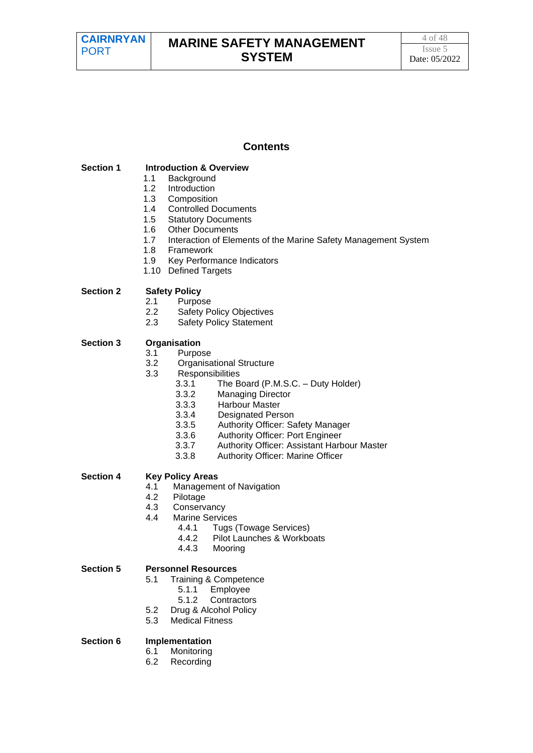# Contents

**Section 1** **Introduction & Overview**

- 1.1 Background
- 1.2 Introduction
- 1.3 Composition
- 1.4 Controlled Documents
- 1.5 Statutory Documents
- 1.6 Other Documents
- 1.7 Interaction of Elements of the Marine Safety Management System
- 1.8 Framework
- 1.9 Key Performance Indicators
- 1.10 Defined Targets

**Section 2** **Safety Policy**

- 2.1 Purpose
- 2.2 Safety Policy Objectives
- 2.3 Safety Policy Statement

**Section 3** **Organisation**

- 3.1 Purpose
- 3.2 Organisational Structure
- 3.3 Responsibilities
  - 3.3.1 The Board (P.M.S.C. – Duty Holder)
  - 3.3.2 Managing Director
  - 3.3.3 Harbour Master
  - 3.3.4 Designated Person
  - 3.3.5 Authority Officer: Safety Manager
  - 3.3.6 Authority Officer: Port Engineer
  - 3.3.7 Authority Officer: Assistant Harbour Master
  - 3.3.8 Authority Officer: Marine Officer

**Section 4** **Key Policy Areas**

- 4.1 Management of Navigation
- 4.2 Pilotage
- 4.3 Conservancy
- 4.4 Marine Services
  - 4.4.1 Tugs (Towage Services)
  - 4.4.2 Pilot Launches & Workboats
  - 4.4.3 Mooring

**Section 5** **Personnel Resources**

- 5.1 Training & Competence
  - 5.1.1 Employee
  - 5.1.2 Contractors
- 5.2 Drug & Alcohol Policy
- 5.3 Medical Fitness

**Section 6** **Implementation**

- 6.1 Monitoring
- 6.2 Recording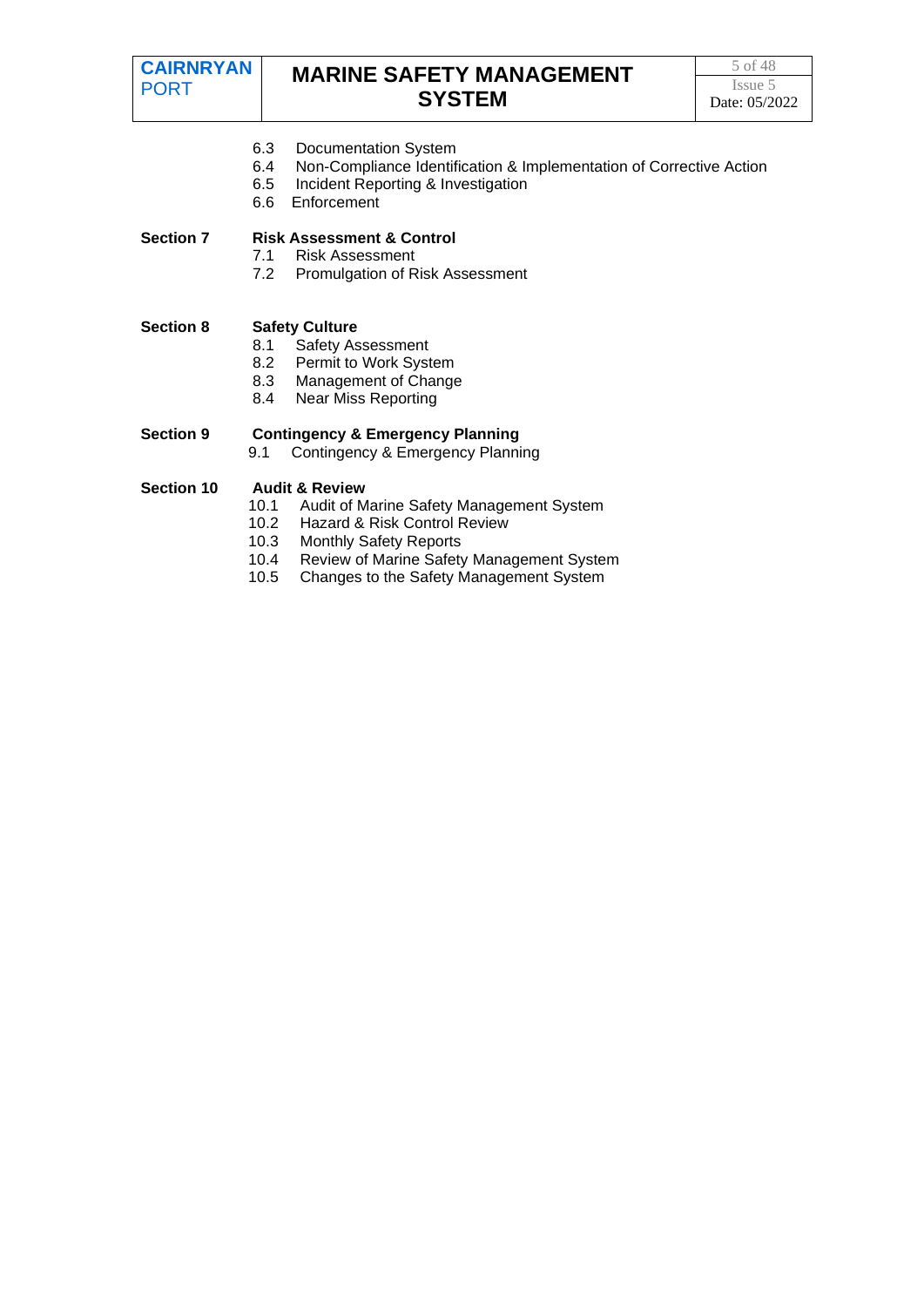6.3 Documentation System
6.4 Non-Compliance Identification & Implementation of Corrective Action
6.5 Incident Reporting & Investigation
6.6 Enforcement

**Section 7** **Risk Assessment & Control**

7.1 Risk Assessment
7.2 Promulgation of Risk Assessment

**Section 8** **Safety Culture**

8.1 Safety Assessment
8.2 Permit to Work System
8.3 Management of Change
8.4 Near Miss Reporting

**Section 9** **Contingency & Emergency Planning**

9.1 Contingency & Emergency Planning

**Section 10** **Audit & Review**

10.1 Audit of Marine Safety Management System
10.2 Hazard & Risk Control Review
10.3 Monthly Safety Reports
10.4 Review of Marine Safety Management System
10.5 Changes to the Safety Management System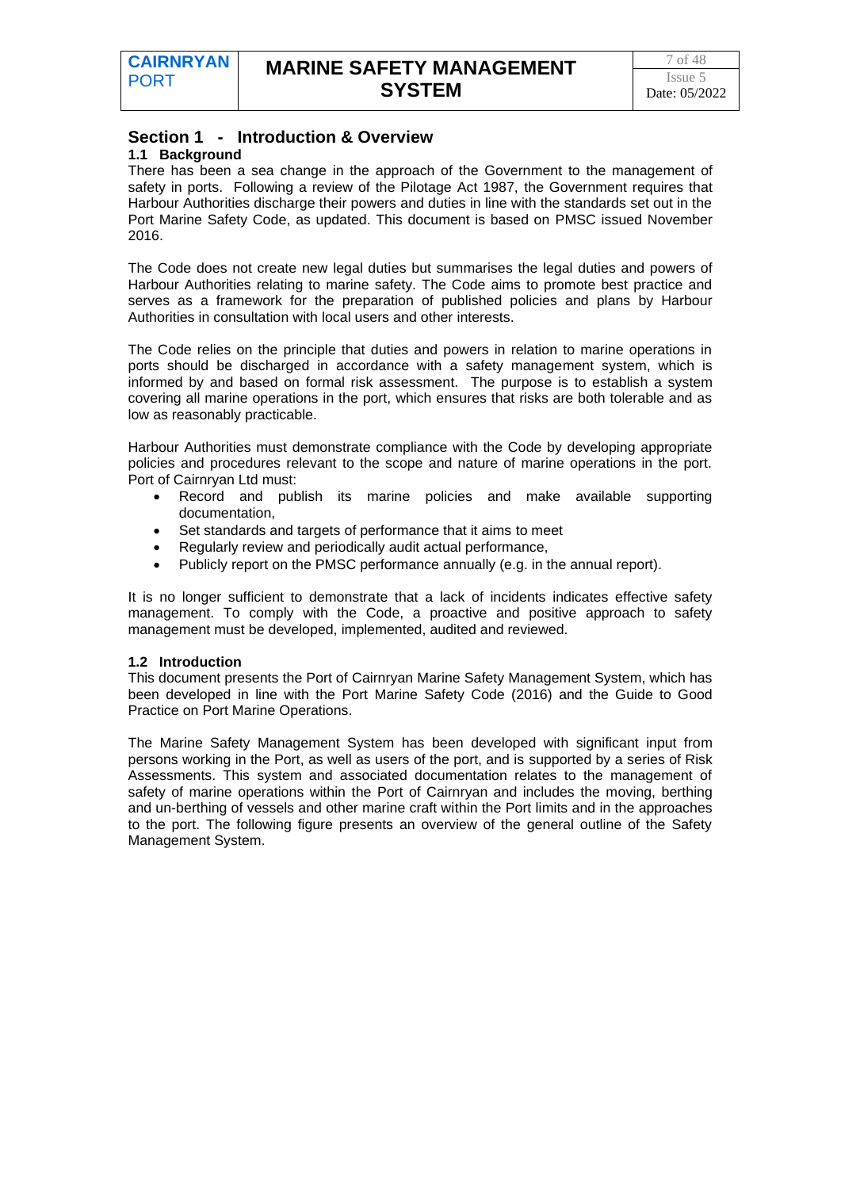# Section 1 - Introduction & Overview

## 1.1 Background

There has been a sea change in the approach of the Government to the management of safety in ports. Following a review of the Pilotage Act 1987, the Government requires that Harbour Authorities discharge their powers and duties in line with the standards set out in the Port Marine Safety Code, as updated. This document is based on PMSC issued November 2016.

The Code does not create new legal duties but summarises the legal duties and powers of Harbour Authorities relating to marine safety. The Code aims to promote best practice and serves as a framework for the preparation of published policies and plans by Harbour Authorities in consultation with local users and other interests.

The Code relies on the principle that duties and powers in relation to marine operations in ports should be discharged in accordance with a safety management system, which is informed by and based on formal risk assessment. The purpose is to establish a system covering all marine operations in the port, which ensures that risks are both tolerable and as low as reasonably practicable.

Harbour Authorities must demonstrate compliance with the Code by developing appropriate policies and procedures relevant to the scope and nature of marine operations in the port. Port of Cairnryan Ltd must:

- Record and publish its marine policies and make available supporting documentation,
- Set standards and targets of performance that it aims to meet
- Regularly review and periodically audit actual performance,
- Publicly report on the PMSC performance annually (e.g. in the annual report).

It is no longer sufficient to demonstrate that a lack of incidents indicates effective safety management. To comply with the Code, a proactive and positive approach to safety management must be developed, implemented, audited and reviewed.

## 1.2 Introduction

This document presents the Port of Cairnryan Marine Safety Management System, which has been developed in line with the Port Marine Safety Code (2016) and the Guide to Good Practice on Port Marine Operations.

The Marine Safety Management System has been developed with significant input from persons working in the Port, as well as users of the port, and is supported by a series of Risk Assessments. This system and associated documentation relates to the management of safety of marine operations within the Port of Cairnryan and includes the moving, berthing and un-berthing of vessels and other marine craft within the Port limits and in the approaches to the port. The following figure presents an overview of the general outline of the Safety Management System.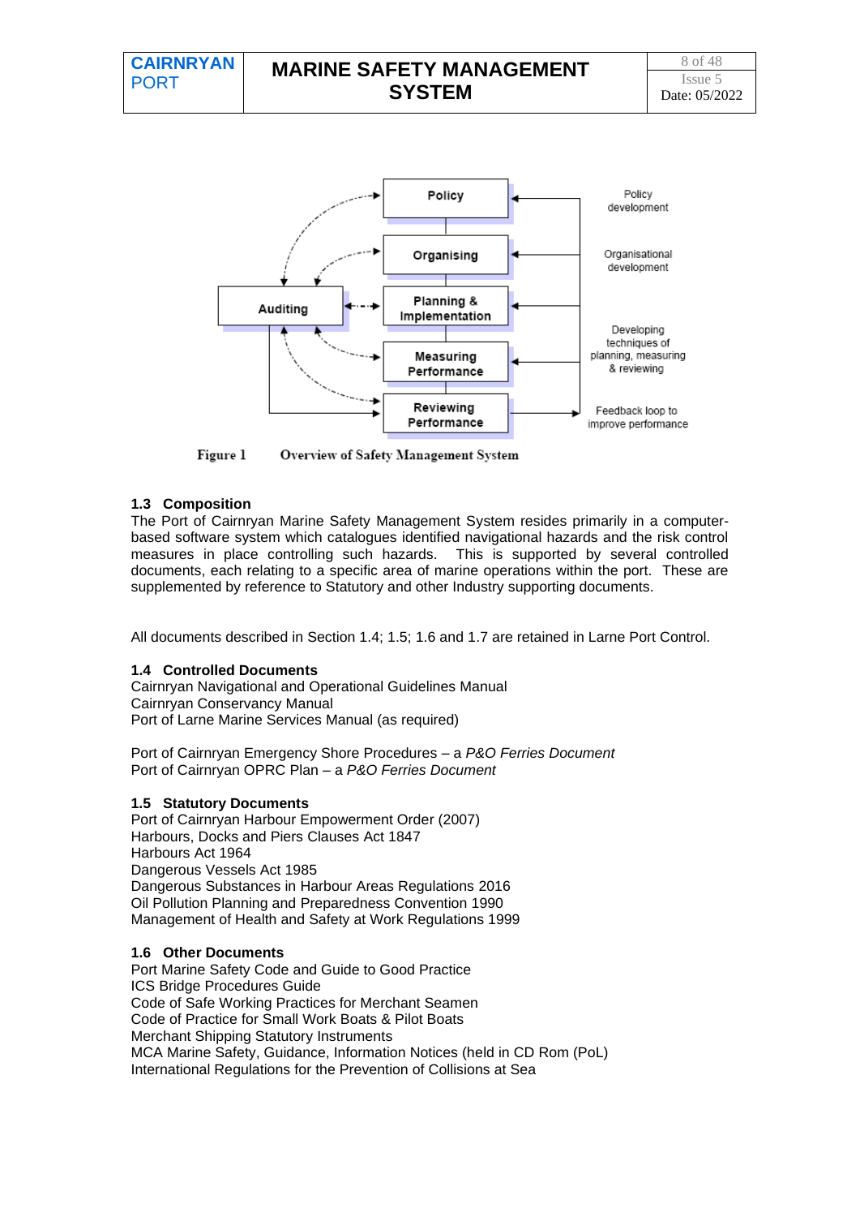Policy

Organising

Auditing

Planning & Implementation

Measuring Performance

Reviewing Performance

Policy development

Organisational development

Developing techniques of planning, measuring & reviewing

Feedback loop to improve performance

**Figure 1** Overview of Safety Management System

### 1.3 Composition

The Port of Cairnryan Marine Safety Management System resides primarily in a computer-based software system which catalogues identified navigational hazards and the risk control measures in place controlling such hazards. This is supported by several controlled documents, each relating to a specific area of marine operations within the port. These are supplemented by reference to Statutory and other Industry supporting documents.

All documents described in Section 1.4; 1.5; 1.6 and 1.7 are retained in Larne Port Control.

### 1.4 Controlled Documents

Cairnryan Navigational and Operational Guidelines Manual
Cairnryan Conservancy Manual
Port of Larne Marine Services Manual (as required)

Port of Cairnryan Emergency Shore Procedures – a *P&O Ferries Document*
Port of Cairnryan OPRC Plan – a *P&O Ferries Document*

### 1.5 Statutory Documents

Port of Cairnryan Harbour Empowerment Order (2007)
Harbours, Docks and Piers Clauses Act 1847
Harbours Act 1964
Dangerous Vessels Act 1985
Dangerous Substances in Harbour Areas Regulations 2016
Oil Pollution Planning and Preparedness Convention 1990
Management of Health and Safety at Work Regulations 1999

### 1.6 Other Documents

Port Marine Safety Code and Guide to Good Practice
ICS Bridge Procedures Guide
Code of Safe Working Practices for Merchant Seamen
Code of Practice for Small Work Boats & Pilot Boats
Merchant Shipping Statutory Instruments
MCA Marine Safety, Guidance, Information Notices (held in CD Rom (PoL)
International Regulations for the Prevention of Collisions at Sea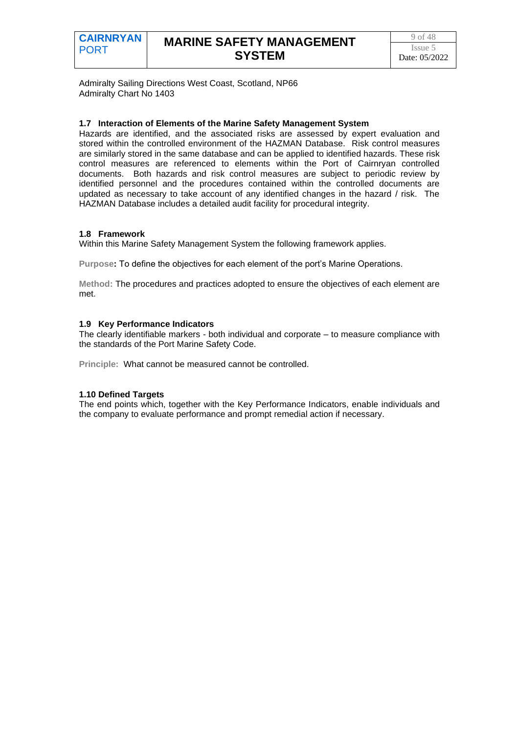Admiralty Sailing Directions West Coast, Scotland, NP66
Admiralty Chart No 1403

### 1.7 Interaction of Elements of the Marine Safety Management System

Hazards are identified, and the associated risks are assessed by expert evaluation and stored within the controlled environment of the HAZMAN Database. Risk control measures are similarly stored in the same database and can be applied to identified hazards. These risk control measures are referenced to elements within the Port of Cairnryan controlled documents. Both hazards and risk control measures are subject to periodic review by identified personnel and the procedures contained within the controlled documents are updated as necessary to take account of any identified changes in the hazard / risk. The HAZMAN Database includes a detailed audit facility for procedural integrity.

### 1.8 Framework

Within this Marine Safety Management System the following framework applies.

**Purpose:** To define the objectives for each element of the port's Marine Operations.

**Method:** The procedures and practices adopted to ensure the objectives of each element are met.

### 1.9 Key Performance Indicators

The clearly identifiable markers - both individual and corporate – to measure compliance with the standards of the Port Marine Safety Code.

**Principle:** What cannot be measured cannot be controlled.

### 1.10 Defined Targets

The end points which, together with the Key Performance Indicators, enable individuals and the company to evaluate performance and prompt remedial action if necessary.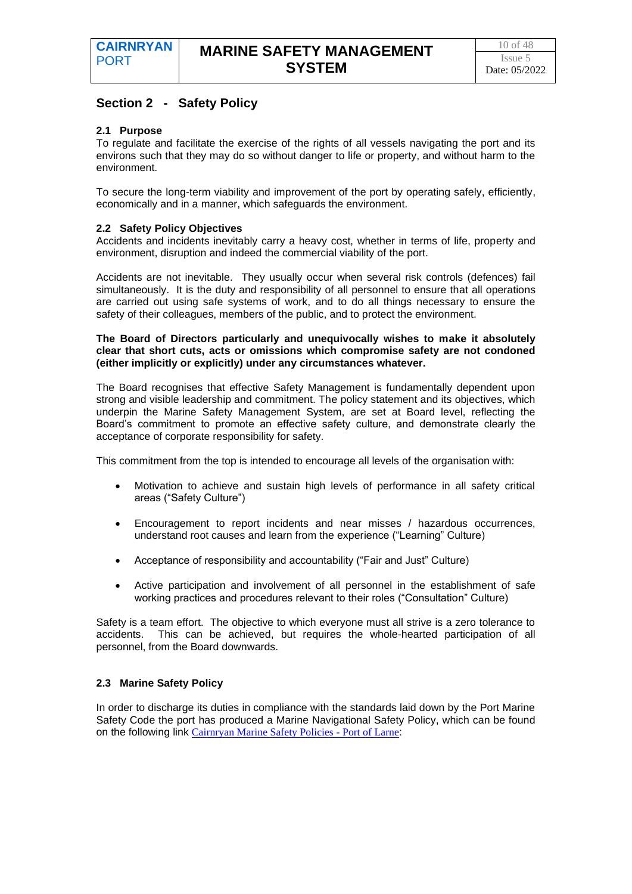## Section 2 - Safety Policy

### 2.1 Purpose

To regulate and facilitate the exercise of the rights of all vessels navigating the port and its environs such that they may do so without danger to life or property, and without harm to the environment.

To secure the long-term viability and improvement of the port by operating safely, efficiently, economically and in a manner, which safeguards the environment.

### 2.2 Safety Policy Objectives

Accidents and incidents inevitably carry a heavy cost, whether in terms of life, property and environment, disruption and indeed the commercial viability of the port.

Accidents are not inevitable. They usually occur when several risk controls (defences) fail simultaneously. It is the duty and responsibility of all personnel to ensure that all operations are carried out using safe systems of work, and to do all things necessary to ensure the safety of their colleagues, members of the public, and to protect the environment.

**The Board of Directors particularly and unequivocally wishes to make it absolutely clear that short cuts, acts or omissions which compromise safety are not condoned (either implicitly or explicitly) under any circumstances whatever.**

The Board recognises that effective Safety Management is fundamentally dependent upon strong and visible leadership and commitment. The policy statement and its objectives, which underpin the Marine Safety Management System, are set at Board level, reflecting the Board's commitment to promote an effective safety culture, and demonstrate clearly the acceptance of corporate responsibility for safety.

This commitment from the top is intended to encourage all levels of the organisation with:

- Motivation to achieve and sustain high levels of performance in all safety critical areas ("Safety Culture")
- Encouragement to report incidents and near misses / hazardous occurrences, understand root causes and learn from the experience ("Learning" Culture)
- Acceptance of responsibility and accountability ("Fair and Just" Culture)
- Active participation and involvement of all personnel in the establishment of safe working practices and procedures relevant to their roles ("Consultation" Culture)

Safety is a team effort. The objective to which everyone must all strive is a zero tolerance to accidents. This can be achieved, but requires the whole-hearted participation of all personnel, from the Board downwards.

### 2.3 Marine Safety Policy

In order to discharge its duties in compliance with the standards laid down by the Port Marine Safety Code the port has produced a Marine Navigational Safety Policy, which can be found on the following link [Cairnryan Marine Safety Policies - Port of Larne](Cairnryan Marine Safety Policies - Port of Larne):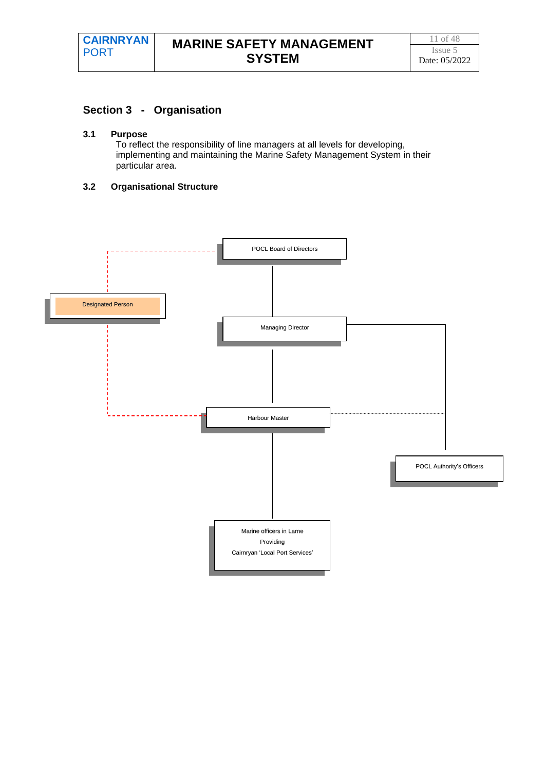## Section 3 - Organisation

### 3.1 Purpose

To reflect the responsibility of line managers at all levels for developing, implementing and maintaining the Marine Safety Management System in their particular area.

### 3.2 Organisational Structure

POCL Board of Directors

Designated Person

Managing Director

Harbour Master

POCL Authority's Officers

Marine officers in Larne
Providing
Cairnryan 'Local Port Services'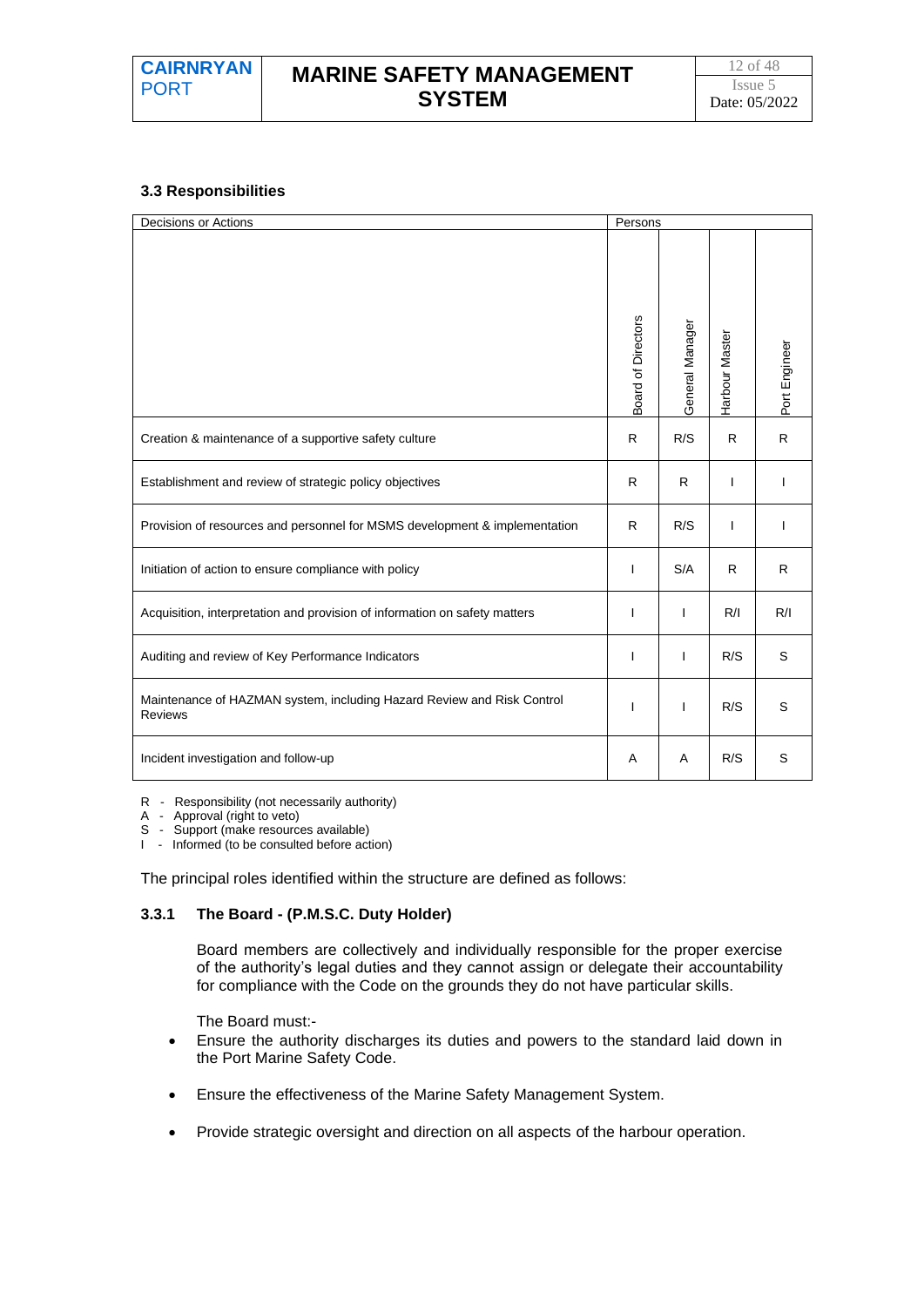### 3.3 Responsibilities

| Decisions or Actions | Persons | | | |
|---|---|---|---|---|
| | Board of Directors | General Manager | Harbour Master | Port Engineer |
| Creation & maintenance of a supportive safety culture | R | R/S | R | R |
| Establishment and review of strategic policy objectives | R | R | I | I |
| Provision of resources and personnel for MSMS development & implementation | R | R/S | I | I |
| Initiation of action to ensure compliance with policy | I | S/A | R | R |
| Acquisition, interpretation and provision of information on safety matters | I | I | R/I | R/I |
| Auditing and review of Key Performance Indicators | I | I | R/S | S |
| Maintenance of HAZMAN system, including Hazard Review and Risk Control Reviews | I | I | R/S | S |
| Incident investigation and follow-up | A | A | R/S | S |

R - Responsibility (not necessarily authority)
A - Approval (right to veto)
S - Support (make resources available)
I - Informed (to be consulted before action)

The principal roles identified within the structure are defined as follows:

#### 3.3.1 The Board - (P.M.S.C. Duty Holder)

Board members are collectively and individually responsible for the proper exercise of the authority's legal duties and they cannot assign or delegate their accountability for compliance with the Code on the grounds they do not have particular skills.

The Board must:-

- Ensure the authority discharges its duties and powers to the standard laid down in the Port Marine Safety Code.
- Ensure the effectiveness of the Marine Safety Management System.
- Provide strategic oversight and direction on all aspects of the harbour operation.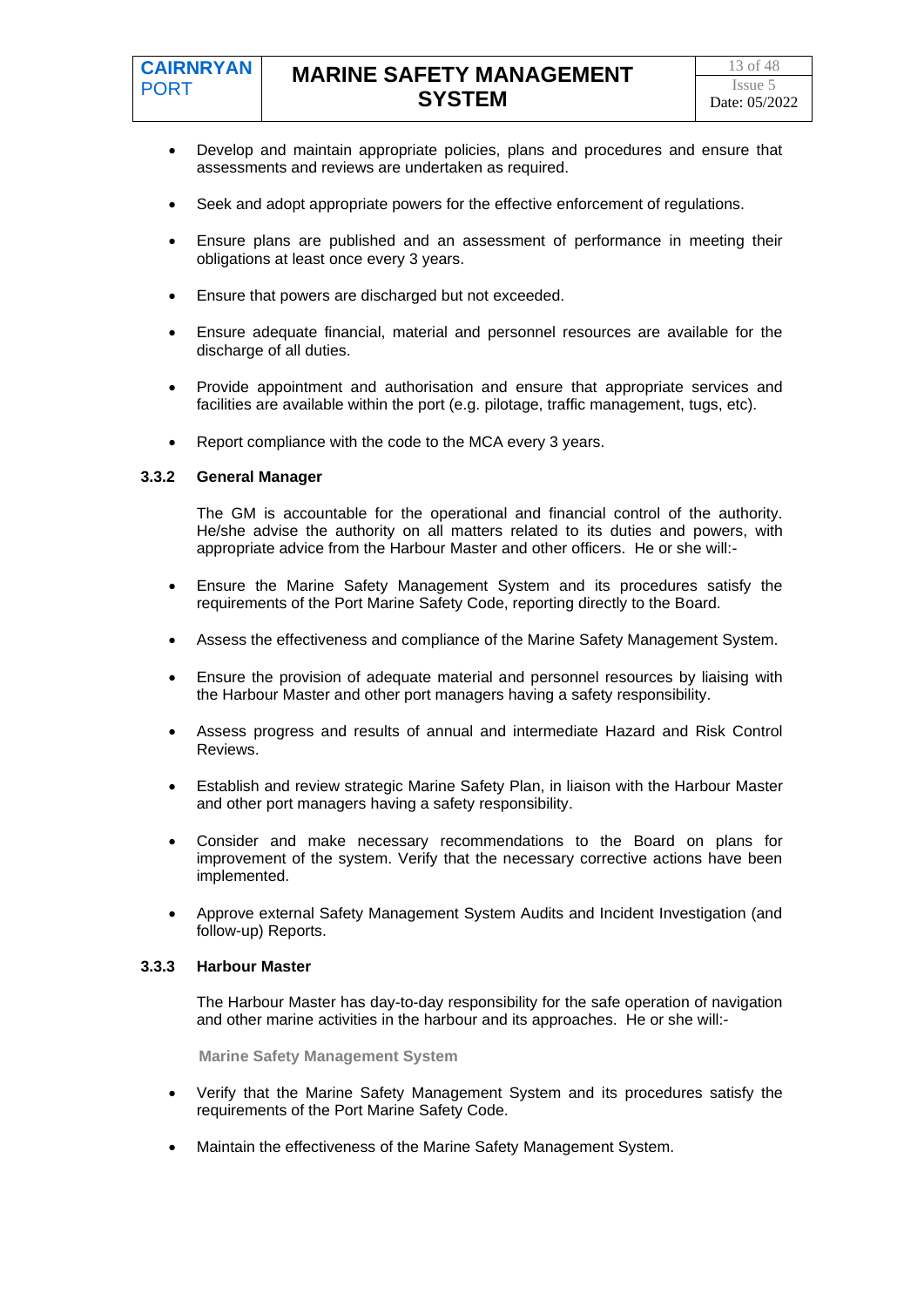- Develop and maintain appropriate policies, plans and procedures and ensure that assessments and reviews are undertaken as required.

- Seek and adopt appropriate powers for the effective enforcement of regulations.

- Ensure plans are published and an assessment of performance in meeting their obligations at least once every 3 years.

- Ensure that powers are discharged but not exceeded.

- Ensure adequate financial, material and personnel resources are available for the discharge of all duties.

- Provide appointment and authorisation and ensure that appropriate services and facilities are available within the port (e.g. pilotage, traffic management, tugs, etc).

- Report compliance with the code to the MCA every 3 years.

### 3.3.2 General Manager

The GM is accountable for the operational and financial control of the authority. He/she advise the authority on all matters related to its duties and powers, with appropriate advice from the Harbour Master and other officers. He or she will:-

- Ensure the Marine Safety Management System and its procedures satisfy the requirements of the Port Marine Safety Code, reporting directly to the Board.

- Assess the effectiveness and compliance of the Marine Safety Management System.

- Ensure the provision of adequate material and personnel resources by liaising with the Harbour Master and other port managers having a safety responsibility.

- Assess progress and results of annual and intermediate Hazard and Risk Control Reviews.

- Establish and review strategic Marine Safety Plan, in liaison with the Harbour Master and other port managers having a safety responsibility.

- Consider and make necessary recommendations to the Board on plans for improvement of the system. Verify that the necessary corrective actions have been implemented.

- Approve external Safety Management System Audits and Incident Investigation (and follow-up) Reports.

### 3.3.3 Harbour Master

The Harbour Master has day-to-day responsibility for the safe operation of navigation and other marine activities in the harbour and its approaches. He or she will:-

**Marine Safety Management System**

- Verify that the Marine Safety Management System and its procedures satisfy the requirements of the Port Marine Safety Code.

- Maintain the effectiveness of the Marine Safety Management System.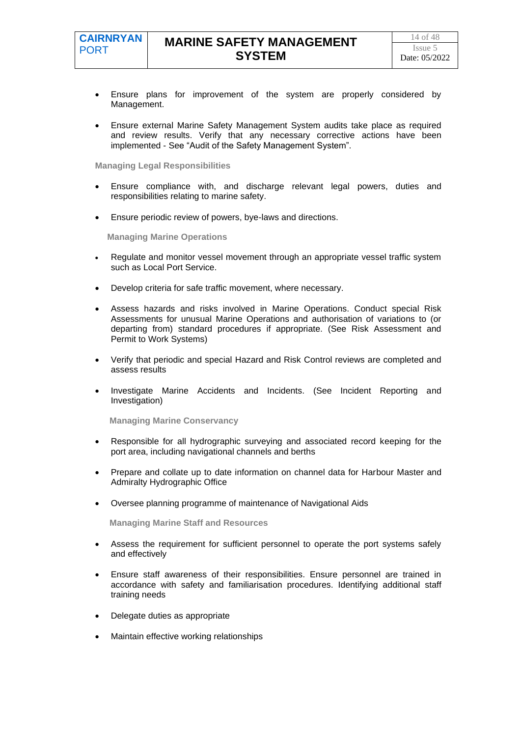- Ensure plans for improvement of the system are properly considered by Management.
- Ensure external Marine Safety Management System audits take place as required and review results. Verify that any necessary corrective actions have been implemented - See “Audit of the Safety Management System”.

### Managing Legal Responsibilities

- Ensure compliance with, and discharge relevant legal powers, duties and responsibilities relating to marine safety.
- Ensure periodic review of powers, bye-laws and directions.

### Managing Marine Operations

- Regulate and monitor vessel movement through an appropriate vessel traffic system such as Local Port Service.
- Develop criteria for safe traffic movement, where necessary.
- Assess hazards and risks involved in Marine Operations. Conduct special Risk Assessments for unusual Marine Operations and authorisation of variations to (or departing from) standard procedures if appropriate. (See Risk Assessment and Permit to Work Systems)
- Verify that periodic and special Hazard and Risk Control reviews are completed and assess results
- Investigate Marine Accidents and Incidents. (See Incident Reporting and Investigation)

### Managing Marine Conservancy

- Responsible for all hydrographic surveying and associated record keeping for the port area, including navigational channels and berths
- Prepare and collate up to date information on channel data for Harbour Master and Admiralty Hydrographic Office
- Oversee planning programme of maintenance of Navigational Aids

### Managing Marine Staff and Resources

- Assess the requirement for sufficient personnel to operate the port systems safely and effectively
- Ensure staff awareness of their responsibilities. Ensure personnel are trained in accordance with safety and familiarisation procedures. Identifying additional staff training needs
- Delegate duties as appropriate
- Maintain effective working relationships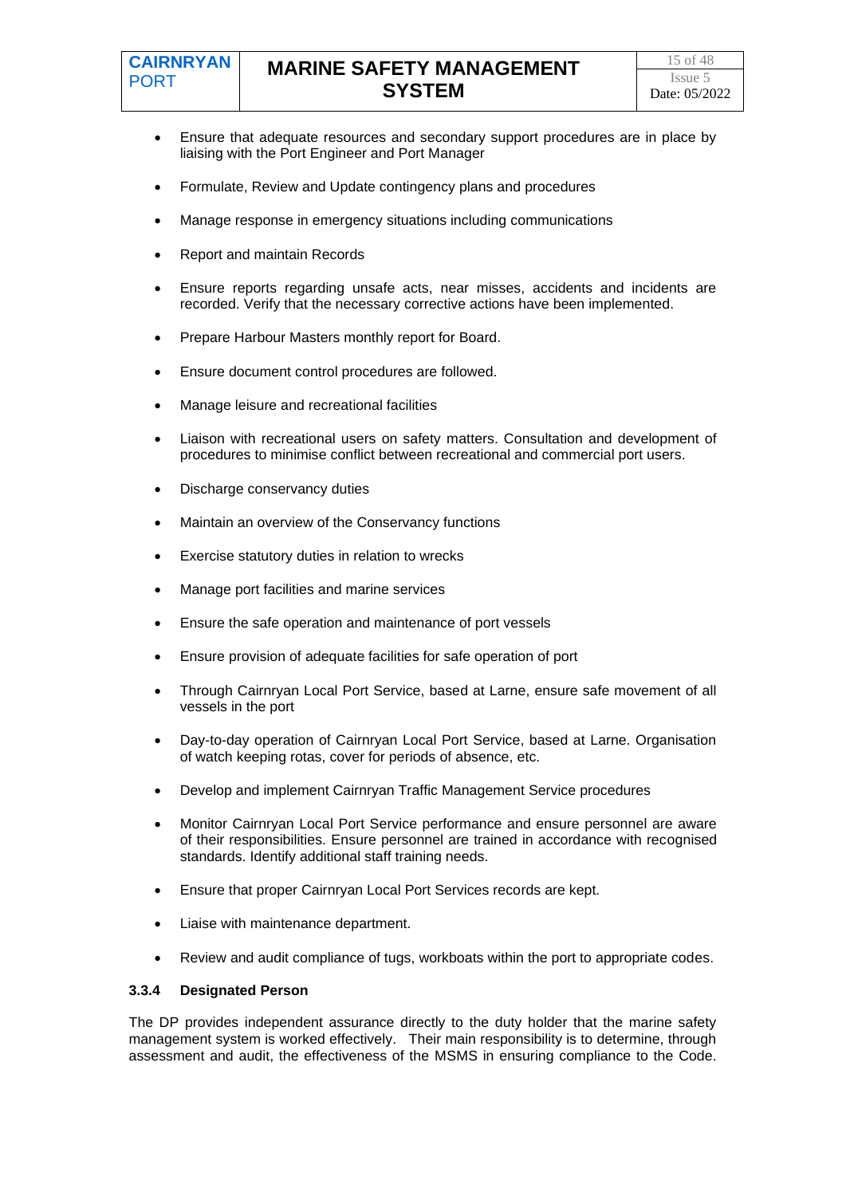- Ensure that adequate resources and secondary support procedures are in place by liaising with the Port Engineer and Port Manager

- Formulate, Review and Update contingency plans and procedures

- Manage response in emergency situations including communications

- Report and maintain Records

- Ensure reports regarding unsafe acts, near misses, accidents and incidents are recorded. Verify that the necessary corrective actions have been implemented.

- Prepare Harbour Masters monthly report for Board.

- Ensure document control procedures are followed.

- Manage leisure and recreational facilities

- Liaison with recreational users on safety matters. Consultation and development of procedures to minimise conflict between recreational and commercial port users.

- Discharge conservancy duties

- Maintain an overview of the Conservancy functions

- Exercise statutory duties in relation to wrecks

- Manage port facilities and marine services

- Ensure the safe operation and maintenance of port vessels

- Ensure provision of adequate facilities for safe operation of port

- Through Cairnryan Local Port Service, based at Larne, ensure safe movement of all vessels in the port

- Day-to-day operation of Cairnryan Local Port Service, based at Larne. Organisation of watch keeping rotas, cover for periods of absence, etc.

- Develop and implement Cairnryan Traffic Management Service procedures

- Monitor Cairnryan Local Port Service performance and ensure personnel are aware of their responsibilities. Ensure personnel are trained in accordance with recognised standards. Identify additional staff training needs.

- Ensure that proper Cairnryan Local Port Services records are kept.

- Liaise with maintenance department.

- Review and audit compliance of tugs, workboats within the port to appropriate codes.

#### 3.3.4 Designated Person

The DP provides independent assurance directly to the duty holder that the marine safety management system is worked effectively. Their main responsibility is to determine, through assessment and audit, the effectiveness of the MSMS in ensuring compliance to the Code.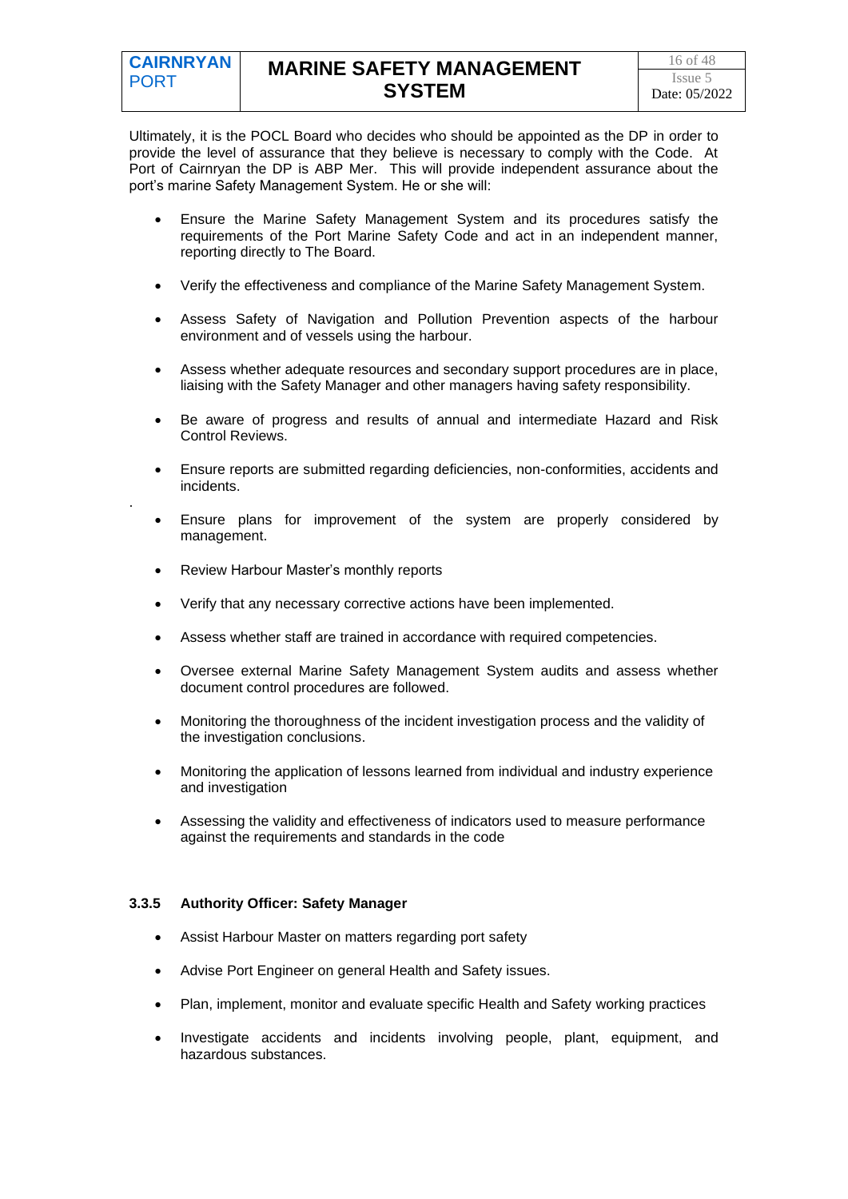Ultimately, it is the POCL Board who decides who should be appointed as the DP in order to provide the level of assurance that they believe is necessary to comply with the Code. At Port of Cairnryan the DP is ABP Mer. This will provide independent assurance about the port's marine Safety Management System. He or she will:

- Ensure the Marine Safety Management System and its procedures satisfy the requirements of the Port Marine Safety Code and act in an independent manner, reporting directly to The Board.
- Verify the effectiveness and compliance of the Marine Safety Management System.
- Assess Safety of Navigation and Pollution Prevention aspects of the harbour environment and of vessels using the harbour.
- Assess whether adequate resources and secondary support procedures are in place, liaising with the Safety Manager and other managers having safety responsibility.
- Be aware of progress and results of annual and intermediate Hazard and Risk Control Reviews.
- Ensure reports are submitted regarding deficiencies, non-conformities, accidents and incidents.
- Ensure plans for improvement of the system are properly considered by management.
- Review Harbour Master's monthly reports
- Verify that any necessary corrective actions have been implemented.
- Assess whether staff are trained in accordance with required competencies.
- Oversee external Marine Safety Management System audits and assess whether document control procedures are followed.
- Monitoring the thoroughness of the incident investigation process and the validity of the investigation conclusions.
- Monitoring the application of lessons learned from individual and industry experience and investigation
- Assessing the validity and effectiveness of indicators used to measure performance against the requirements and standards in the code

### 3.3.5 Authority Officer: Safety Manager

- Assist Harbour Master on matters regarding port safety
- Advise Port Engineer on general Health and Safety issues.
- Plan, implement, monitor and evaluate specific Health and Safety working practices
- Investigate accidents and incidents involving people, plant, equipment, and hazardous substances.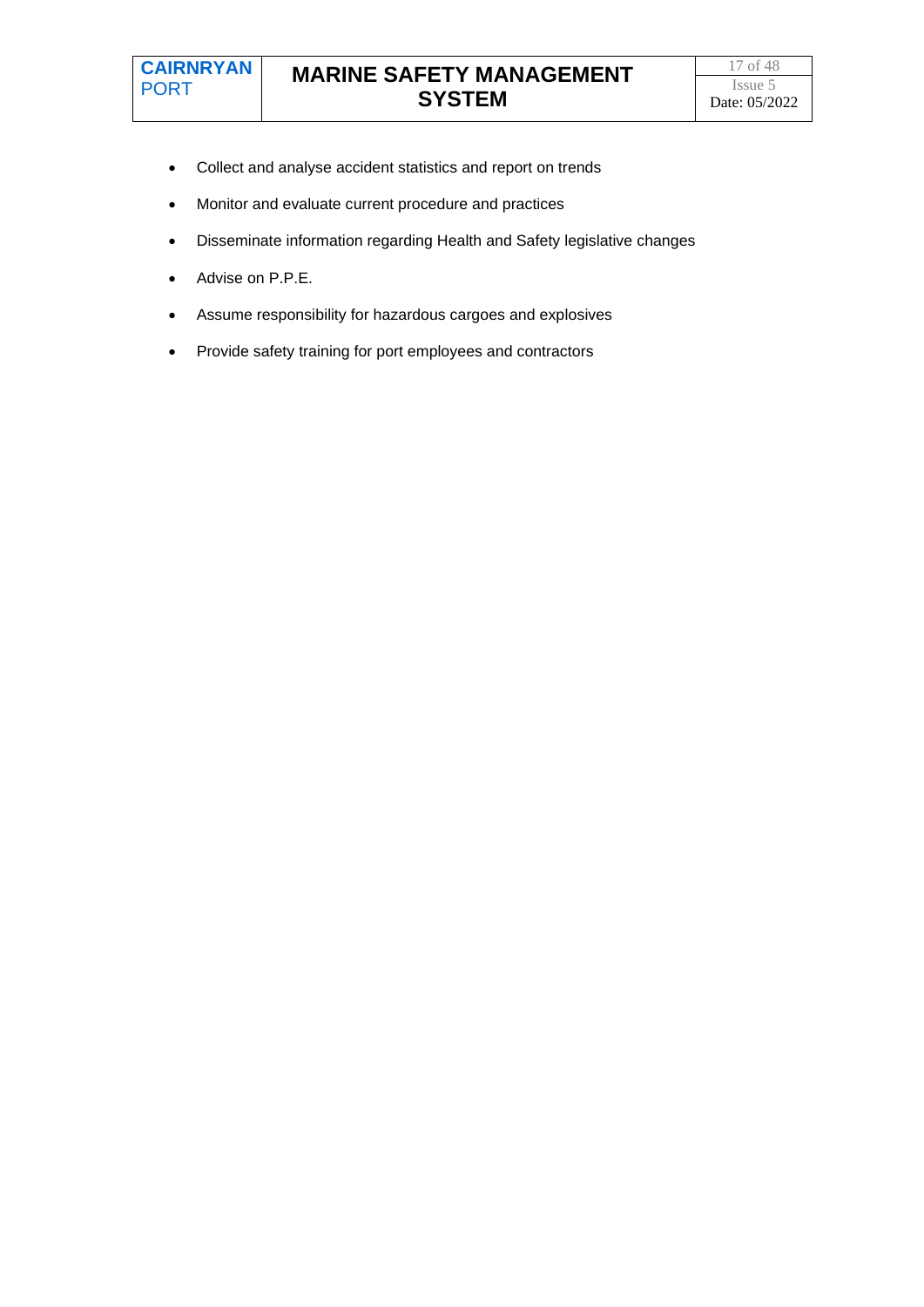- Collect and analyse accident statistics and report on trends
- Monitor and evaluate current procedure and practices
- Disseminate information regarding Health and Safety legislative changes
- Advise on P.P.E.
- Assume responsibility for hazardous cargoes and explosives
- Provide safety training for port employees and contractors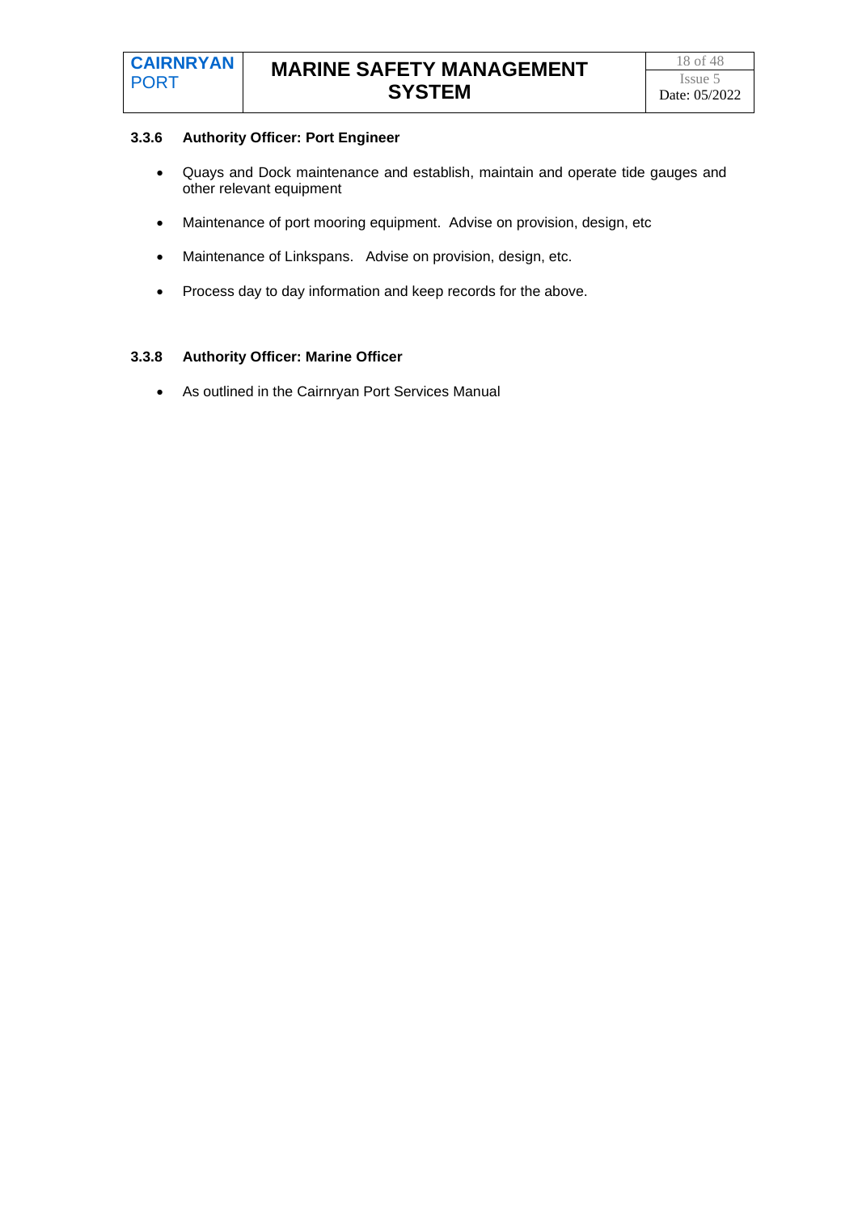### 3.3.6 Authority Officer: Port Engineer

- Quays and Dock maintenance and establish, maintain and operate tide gauges and other relevant equipment
- Maintenance of port mooring equipment. Advise on provision, design, etc
- Maintenance of Linkspans. Advise on provision, design, etc.
- Process day to day information and keep records for the above.

### 3.3.8 Authority Officer: Marine Officer

- As outlined in the Cairnryan Port Services Manual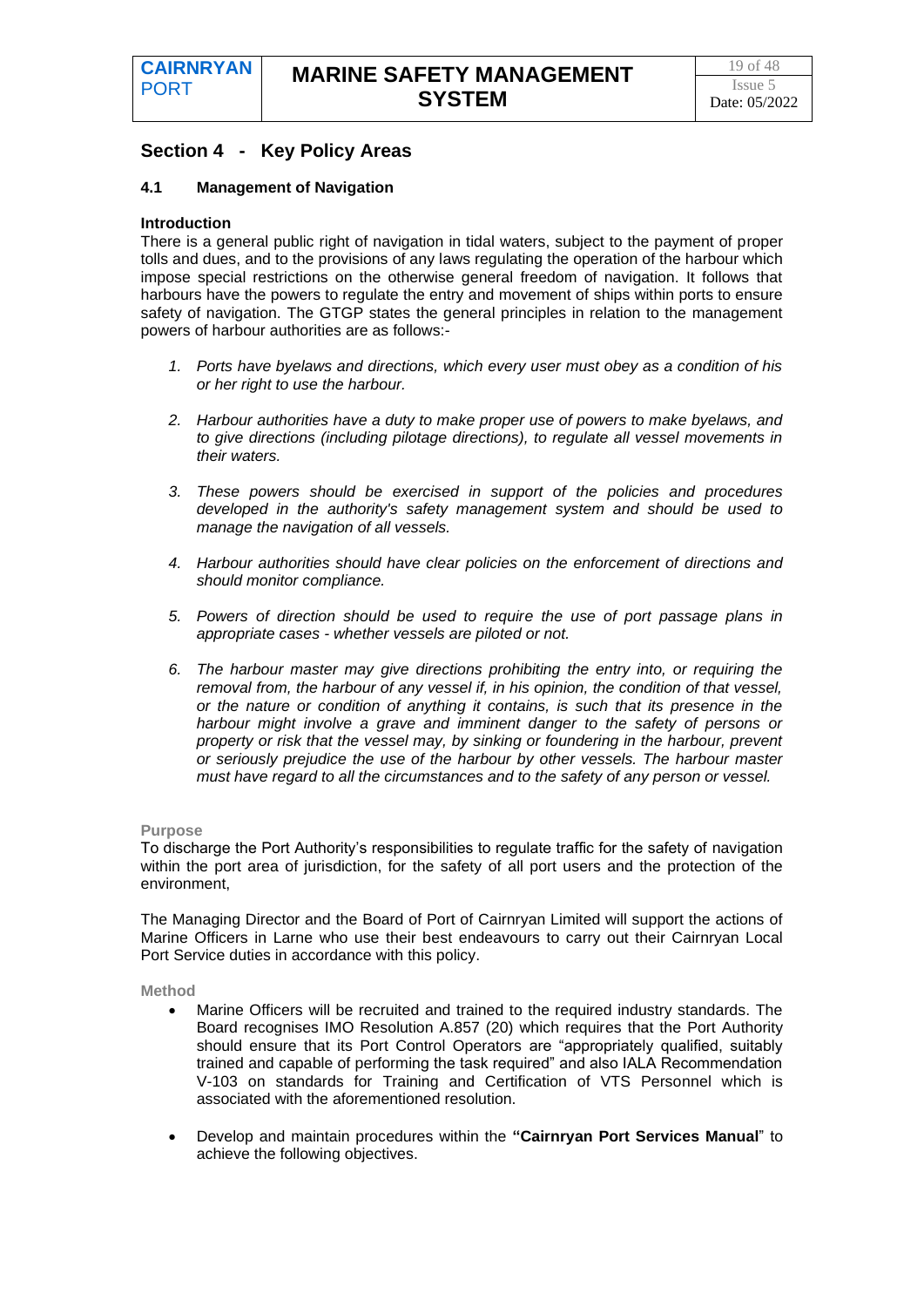## Section 4 - Key Policy Areas

### 4.1 Management of Navigation

**Introduction**

There is a general public right of navigation in tidal waters, subject to the payment of proper tolls and dues, and to the provisions of any laws regulating the operation of the harbour which impose special restrictions on the otherwise general freedom of navigation. It follows that harbours have the powers to regulate the entry and movement of ships within ports to ensure safety of navigation. The GTGP states the general principles in relation to the management powers of harbour authorities are as follows:-

1. *Ports have byelaws and directions, which every user must obey as a condition of his or her right to use the harbour.*

2. *Harbour authorities have a duty to make proper use of powers to make byelaws, and to give directions (including pilotage directions), to regulate all vessel movements in their waters.*

3. *These powers should be exercised in support of the policies and procedures developed in the authority's safety management system and should be used to manage the navigation of all vessels.*

4. *Harbour authorities should have clear policies on the enforcement of directions and should monitor compliance.*

5. *Powers of direction should be used to require the use of port passage plans in appropriate cases - whether vessels are piloted or not.*

6. *The harbour master may give directions prohibiting the entry into, or requiring the removal from, the harbour of any vessel if, in his opinion, the condition of that vessel, or the nature or condition of anything it contains, is such that its presence in the harbour might involve a grave and imminent danger to the safety of persons or property or risk that the vessel may, by sinking or foundering in the harbour, prevent or seriously prejudice the use of the harbour by other vessels. The harbour master must have regard to all the circumstances and to the safety of any person or vessel.*

**Purpose**

To discharge the Port Authority's responsibilities to regulate traffic for the safety of navigation within the port area of jurisdiction, for the safety of all port users and the protection of the environment,

The Managing Director and the Board of Port of Cairnryan Limited will support the actions of Marine Officers in Larne who use their best endeavours to carry out their Cairnryan Local Port Service duties in accordance with this policy.

**Method**

- Marine Officers will be recruited and trained to the required industry standards. The Board recognises IMO Resolution A.857 (20) which requires that the Port Authority should ensure that its Port Control Operators are "appropriately qualified, suitably trained and capable of performing the task required" and also IALA Recommendation V-103 on standards for Training and Certification of VTS Personnel which is associated with the aforementioned resolution.

- Develop and maintain procedures within the **"Cairnryan Port Services Manual"** to achieve the following objectives.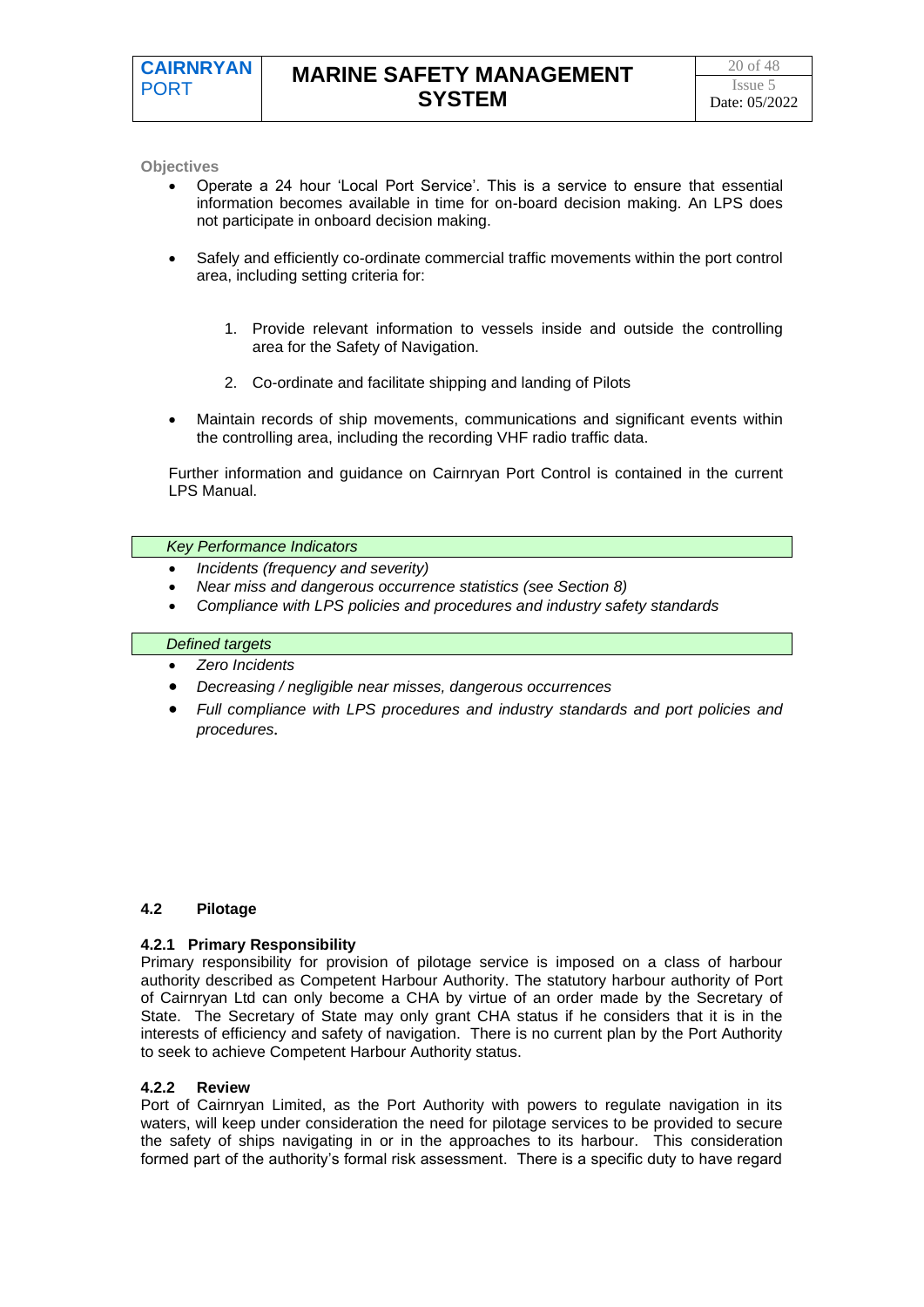**Objectives**

- Operate a 24 hour 'Local Port Service'. This is a service to ensure that essential information becomes available in time for on-board decision making. An LPS does not participate in onboard decision making.

- Safely and efficiently co-ordinate commercial traffic movements within the port control area, including setting criteria for:

  1. Provide relevant information to vessels inside and outside the controlling area for the Safety of Navigation.

  2. Co-ordinate and facilitate shipping and landing of Pilots

- Maintain records of ship movements, communications and significant events within the controlling area, including the recording VHF radio traffic data.

Further information and guidance on Cairnryan Port Control is contained in the current LPS Manual.

*Key Performance Indicators*

- *Incidents (frequency and severity)*
- *Near miss and dangerous occurrence statistics (see Section 8)*
- *Compliance with LPS policies and procedures and industry safety standards*

*Defined targets*

- *Zero Incidents*
- *Decreasing / negligible near misses, dangerous occurrences*
- *Full compliance with LPS procedures and industry standards and port policies and procedures*.

### 4.2 Pilotage

#### 4.2.1 Primary Responsibility

Primary responsibility for provision of pilotage service is imposed on a class of harbour authority described as Competent Harbour Authority. The statutory harbour authority of Port of Cairnryan Ltd can only become a CHA by virtue of an order made by the Secretary of State. The Secretary of State may only grant CHA status if he considers that it is in the interests of efficiency and safety of navigation. There is no current plan by the Port Authority to seek to achieve Competent Harbour Authority status.

#### 4.2.2 Review

Port of Cairnryan Limited, as the Port Authority with powers to regulate navigation in its waters, will keep under consideration the need for pilotage services to be provided to secure the safety of ships navigating in or in the approaches to its harbour. This consideration formed part of the authority's formal risk assessment. There is a specific duty to have regard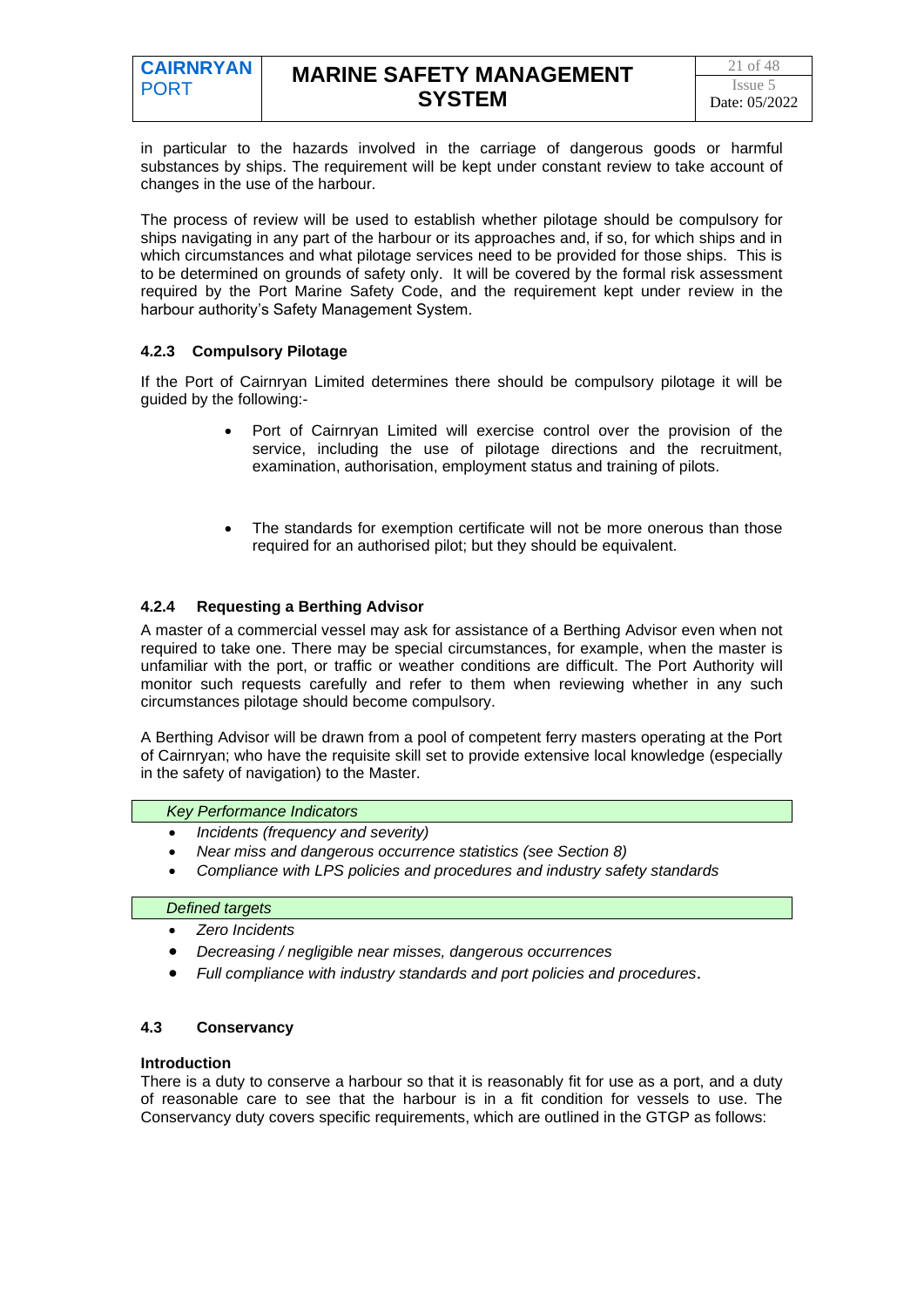in particular to the hazards involved in the carriage of dangerous goods or harmful substances by ships. The requirement will be kept under constant review to take account of changes in the use of the harbour.

The process of review will be used to establish whether pilotage should be compulsory for ships navigating in any part of the harbour or its approaches and, if so, for which ships and in which circumstances and what pilotage services need to be provided for those ships. This is to be determined on grounds of safety only. It will be covered by the formal risk assessment required by the Port Marine Safety Code, and the requirement kept under review in the harbour authority's Safety Management System.

#### 4.2.3 Compulsory Pilotage

If the Port of Cairnryan Limited determines there should be compulsory pilotage it will be guided by the following:-

- Port of Cairnryan Limited will exercise control over the provision of the service, including the use of pilotage directions and the recruitment, examination, authorisation, employment status and training of pilots.

- The standards for exemption certificate will not be more onerous than those required for an authorised pilot; but they should be equivalent.

#### 4.2.4 Requesting a Berthing Advisor

A master of a commercial vessel may ask for assistance of a Berthing Advisor even when not required to take one. There may be special circumstances, for example, when the master is unfamiliar with the port, or traffic or weather conditions are difficult. The Port Authority will monitor such requests carefully and refer to them when reviewing whether in any such circumstances pilotage should become compulsory.

A Berthing Advisor will be drawn from a pool of competent ferry masters operating at the Port of Cairnryan; who have the requisite skill set to provide extensive local knowledge (especially in the safety of navigation) to the Master.

*Key Performance Indicators*

- *Incidents (frequency and severity)*
- *Near miss and dangerous occurrence statistics (see Section 8)*
- *Compliance with LPS policies and procedures and industry safety standards*

*Defined targets*

- *Zero Incidents*
- *Decreasing / negligible near misses, dangerous occurrences*
- *Full compliance with industry standards and port policies and procedures*.

### 4.3 Conservancy

**Introduction**

There is a duty to conserve a harbour so that it is reasonably fit for use as a port, and a duty of reasonable care to see that the harbour is in a fit condition for vessels to use. The Conservancy duty covers specific requirements, which are outlined in the GTGP as follows: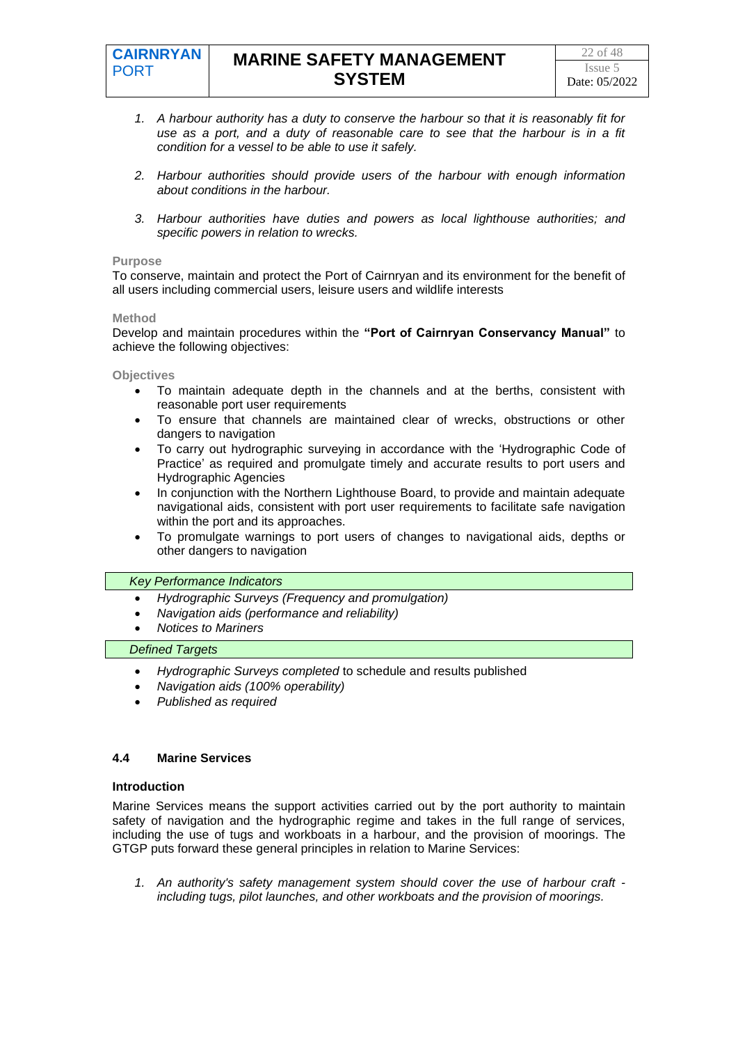1. *A harbour authority has a duty to conserve the harbour so that it is reasonably fit for use as a port, and a duty of reasonable care to see that the harbour is in a fit condition for a vessel to be able to use it safely.*

2. *Harbour authorities should provide users of the harbour with enough information about conditions in the harbour.*

3. *Harbour authorities have duties and powers as local lighthouse authorities; and specific powers in relation to wrecks.*

**Purpose**

To conserve, maintain and protect the Port of Cairnryan and its environment for the benefit of all users including commercial users, leisure users and wildlife interests

**Method**

Develop and maintain procedures within the **"Port of Cairnryan Conservancy Manual"** to achieve the following objectives:

**Objectives**

- To maintain adequate depth in the channels and at the berths, consistent with reasonable port user requirements
- To ensure that channels are maintained clear of wrecks, obstructions or other dangers to navigation
- To carry out hydrographic surveying in accordance with the 'Hydrographic Code of Practice' as required and promulgate timely and accurate results to port users and Hydrographic Agencies
- In conjunction with the Northern Lighthouse Board, to provide and maintain adequate navigational aids, consistent with port user requirements to facilitate safe navigation within the port and its approaches.
- To promulgate warnings to port users of changes to navigational aids, depths or other dangers to navigation

*Key Performance Indicators*

- *Hydrographic Surveys (Frequency and promulgation)*
- *Navigation aids (performance and reliability)*
- *Notices to Mariners*

*Defined Targets*

- *Hydrographic Surveys completed* to schedule and results published
- *Navigation aids (100% operability)*
- *Published as required*

### 4.4 Marine Services

**Introduction**

Marine Services means the support activities carried out by the port authority to maintain safety of navigation and the hydrographic regime and takes in the full range of services, including the use of tugs and workboats in a harbour, and the provision of moorings. The GTGP puts forward these general principles in relation to Marine Services:

1. *An authority's safety management system should cover the use of harbour craft - including tugs, pilot launches, and other workboats and the provision of moorings.*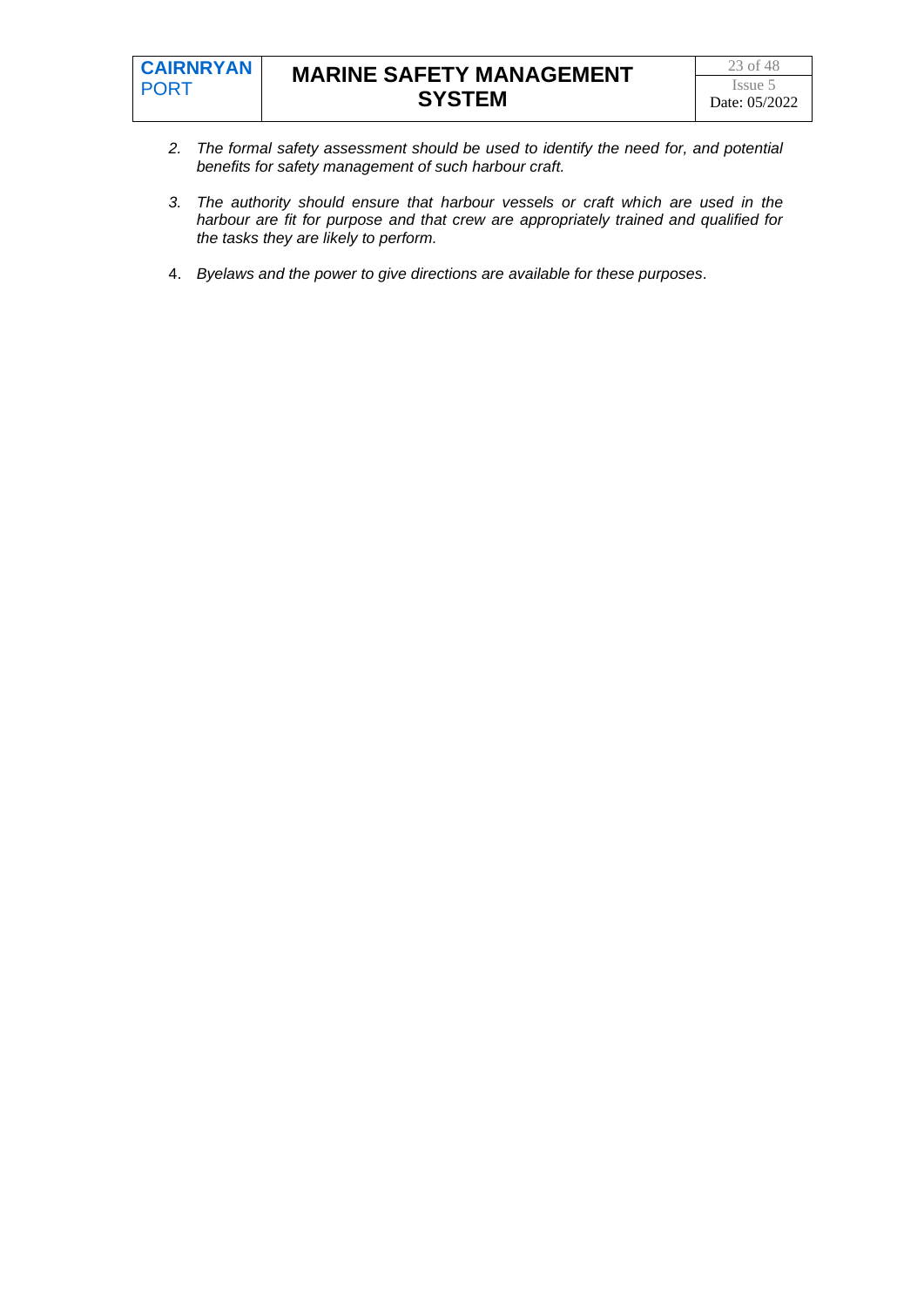2. *The formal safety assessment should be used to identify the need for, and potential benefits for safety management of such harbour craft.*

3. *The authority should ensure that harbour vessels or craft which are used in the harbour are fit for purpose and that crew are appropriately trained and qualified for the tasks they are likely to perform.*

4. *Byelaws and the power to give directions are available for these purposes*.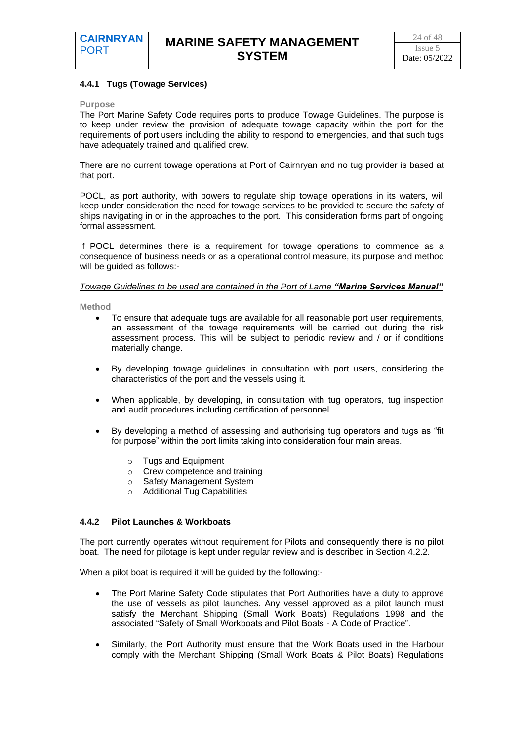#### 4.4.1 Tugs (Towage Services)

**Purpose**

The Port Marine Safety Code requires ports to produce Towage Guidelines. The purpose is to keep under review the provision of adequate towage capacity within the port for the requirements of port users including the ability to respond to emergencies, and that such tugs have adequately trained and qualified crew.

There are no current towage operations at Port of Cairnryan and no tug provider is based at that port.

POCL, as port authority, with powers to regulate ship towage operations in its waters, will keep under consideration the need for towage services to be provided to secure the safety of ships navigating in or in the approaches to the port. This consideration forms part of ongoing formal assessment.

If POCL determines there is a requirement for towage operations to commence as a consequence of business needs or as a operational control measure, its purpose and method will be guided as follows:-

*Towage Guidelines to be used are contained in the Port of Larne* ***"Marine Services Manual"***

**Method**

- To ensure that adequate tugs are available for all reasonable port user requirements, an assessment of the towage requirements will be carried out during the risk assessment process. This will be subject to periodic review and / or if conditions materially change.

- By developing towage guidelines in consultation with port users, considering the characteristics of the port and the vessels using it.

- When applicable, by developing, in consultation with tug operators, tug inspection and audit procedures including certification of personnel.

- By developing a method of assessing and authorising tug operators and tugs as "fit for purpose" within the port limits taking into consideration four main areas.
  - Tugs and Equipment
  - Crew competence and training
  - Safety Management System
  - Additional Tug Capabilities

#### 4.4.2 Pilot Launches & Workboats

The port currently operates without requirement for Pilots and consequently there is no pilot boat. The need for pilotage is kept under regular review and is described in Section 4.2.2.

When a pilot boat is required it will be guided by the following:-

- The Port Marine Safety Code stipulates that Port Authorities have a duty to approve the use of vessels as pilot launches. Any vessel approved as a pilot launch must satisfy the Merchant Shipping (Small Work Boats) Regulations 1998 and the associated "Safety of Small Workboats and Pilot Boats - A Code of Practice".

- Similarly, the Port Authority must ensure that the Work Boats used in the Harbour comply with the Merchant Shipping (Small Work Boats & Pilot Boats) Regulations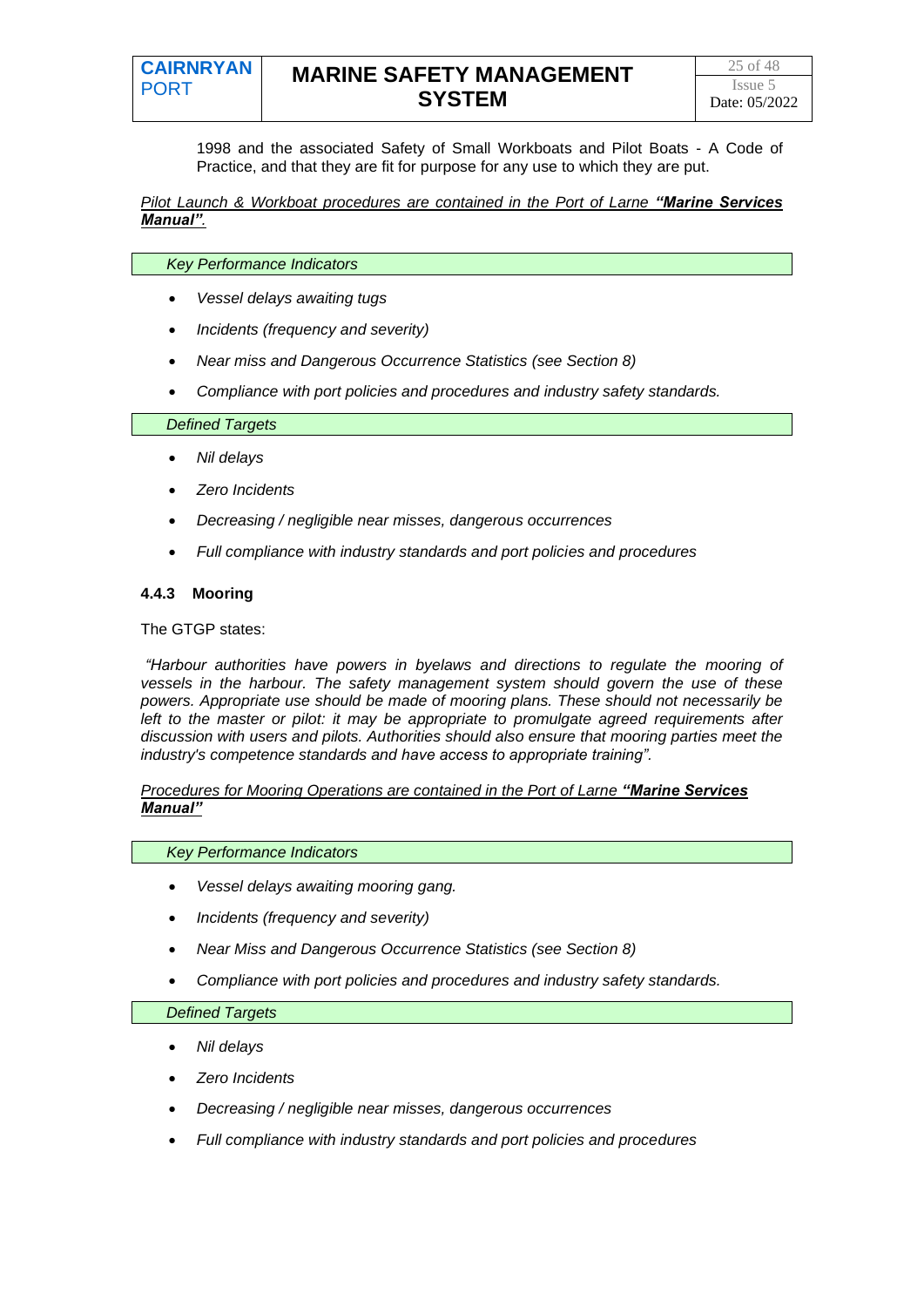1998 and the associated Safety of Small Workboats and Pilot Boats - A Code of Practice, and that they are fit for purpose for any use to which they are put.

*Pilot Launch & Workboat procedures are contained in the Port of Larne* ***"Marine Services Manual"****.*

*Key Performance Indicators*

- *Vessel delays awaiting tugs*
- *Incidents (frequency and severity)*
- *Near miss and Dangerous Occurrence Statistics (see Section 8)*
- *Compliance with port policies and procedures and industry safety standards.*

*Defined Targets*

- *Nil delays*
- *Zero Incidents*
- *Decreasing / negligible near misses, dangerous occurrences*
- *Full compliance with industry standards and port policies and procedures*

#### 4.4.3 Mooring

The GTGP states:

*"Harbour authorities have powers in byelaws and directions to regulate the mooring of vessels in the harbour. The safety management system should govern the use of these powers. Appropriate use should be made of mooring plans. These should not necessarily be left to the master or pilot: it may be appropriate to promulgate agreed requirements after discussion with users and pilots. Authorities should also ensure that mooring parties meet the industry's competence standards and have access to appropriate training".*

*Procedures for Mooring Operations are contained in the Port of Larne* ***"Marine Services Manual"***

*Key Performance Indicators*

- *Vessel delays awaiting mooring gang.*
- *Incidents (frequency and severity)*
- *Near Miss and Dangerous Occurrence Statistics (see Section 8)*
- *Compliance with port policies and procedures and industry safety standards.*

*Defined Targets*

- *Nil delays*
- *Zero Incidents*
- *Decreasing / negligible near misses, dangerous occurrences*
- *Full compliance with industry standards and port policies and procedures*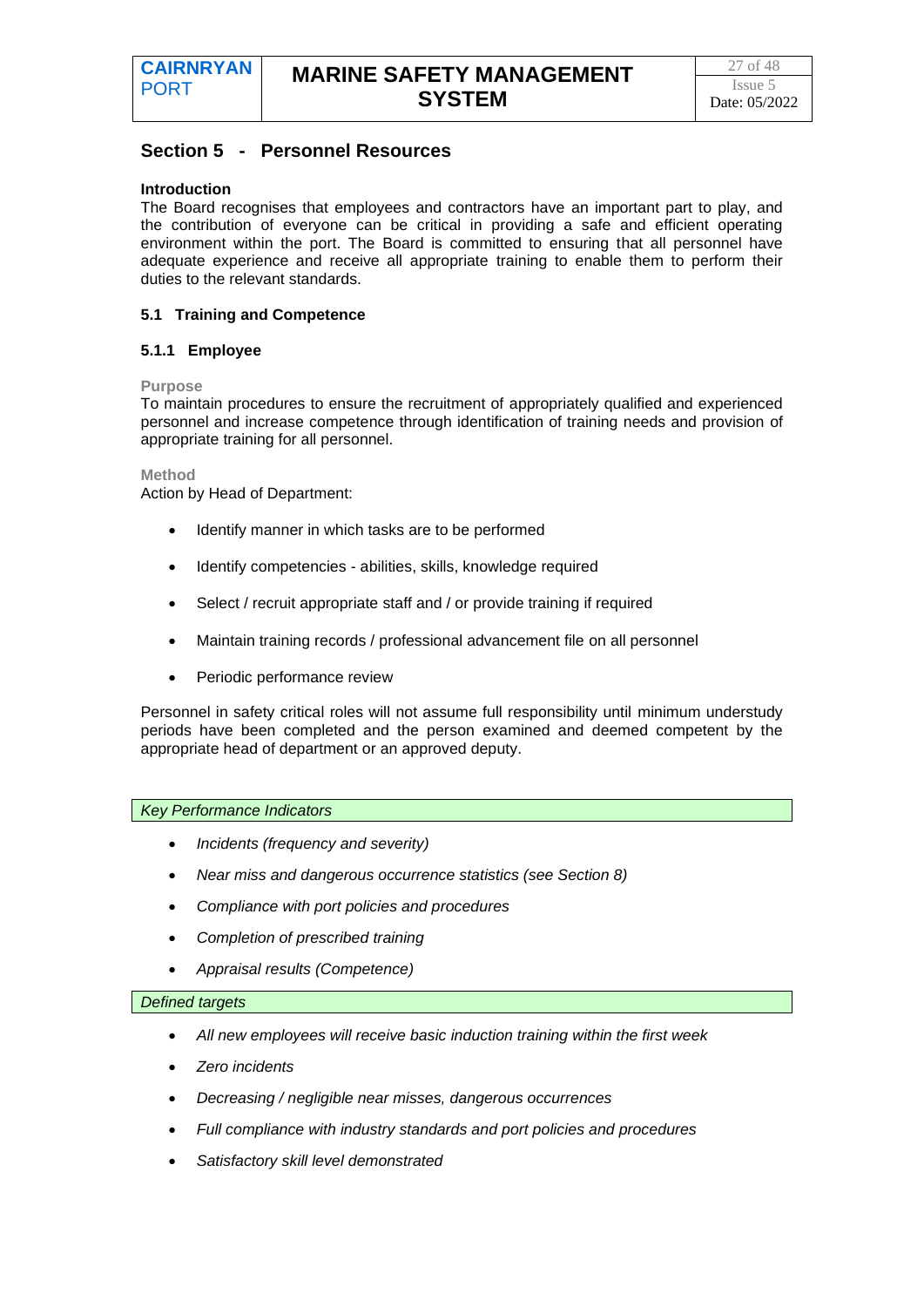## Section 5 - Personnel Resources

**Introduction**

The Board recognises that employees and contractors have an important part to play, and the contribution of everyone can be critical in providing a safe and efficient operating environment within the port. The Board is committed to ensuring that all personnel have adequate experience and receive all appropriate training to enable them to perform their duties to the relevant standards.

### 5.1 Training and Competence

#### 5.1.1 Employee

**Purpose**

To maintain procedures to ensure the recruitment of appropriately qualified and experienced personnel and increase competence through identification of training needs and provision of appropriate training for all personnel.

**Method**

Action by Head of Department:

- Identify manner in which tasks are to be performed
- Identify competencies - abilities, skills, knowledge required
- Select / recruit appropriate staff and / or provide training if required
- Maintain training records / professional advancement file on all personnel
- Periodic performance review

Personnel in safety critical roles will not assume full responsibility until minimum understudy periods have been completed and the person examined and deemed competent by the appropriate head of department or an approved deputy.

*Key Performance Indicators*

- *Incidents (frequency and severity)*
- *Near miss and dangerous occurrence statistics (see Section 8)*
- *Compliance with port policies and procedures*
- *Completion of prescribed training*
- *Appraisal results (Competence)*

*Defined targets*

- *All new employees will receive basic induction training within the first week*
- *Zero incidents*
- *Decreasing / negligible near misses, dangerous occurrences*
- *Full compliance with industry standards and port policies and procedures*
- *Satisfactory skill level demonstrated*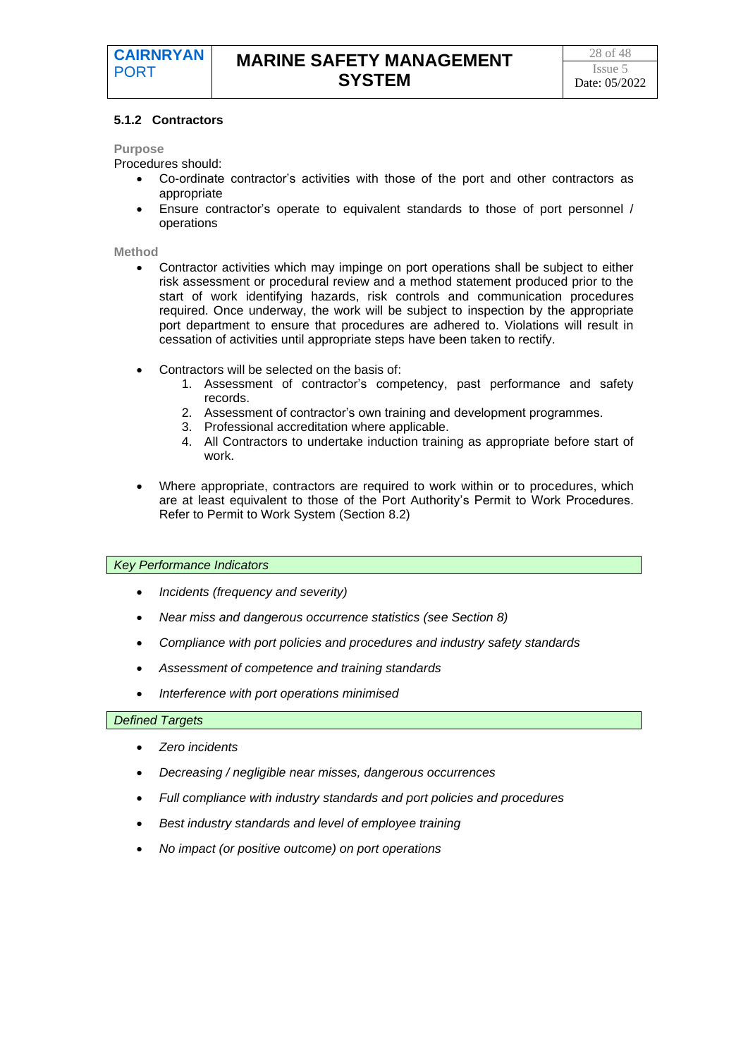### 5.1.2 Contractors

**Purpose**

Procedures should:

- Co-ordinate contractor's activities with those of the port and other contractors as appropriate
- Ensure contractor's operate to equivalent standards to those of port personnel / operations

**Method**

- Contractor activities which may impinge on port operations shall be subject to either risk assessment or procedural review and a method statement produced prior to the start of work identifying hazards, risk controls and communication procedures required. Once underway, the work will be subject to inspection by the appropriate port department to ensure that procedures are adhered to. Violations will result in cessation of activities until appropriate steps have been taken to rectify.

- Contractors will be selected on the basis of:
  1. Assessment of contractor's competency, past performance and safety records.
  2. Assessment of contractor's own training and development programmes.
  3. Professional accreditation where applicable.
  4. All Contractors to undertake induction training as appropriate before start of work.

- Where appropriate, contractors are required to work within or to procedures, which are at least equivalent to those of the Port Authority's Permit to Work Procedures. Refer to Permit to Work System (Section 8.2)

*Key Performance Indicators*

- *Incidents (frequency and severity)*
- *Near miss and dangerous occurrence statistics (see Section 8)*
- *Compliance with port policies and procedures and industry safety standards*
- *Assessment of competence and training standards*
- *Interference with port operations minimised*

*Defined Targets*

- *Zero incidents*
- *Decreasing / negligible near misses, dangerous occurrences*
- *Full compliance with industry standards and port policies and procedures*
- *Best industry standards and level of employee training*
- *No impact (or positive outcome) on port operations*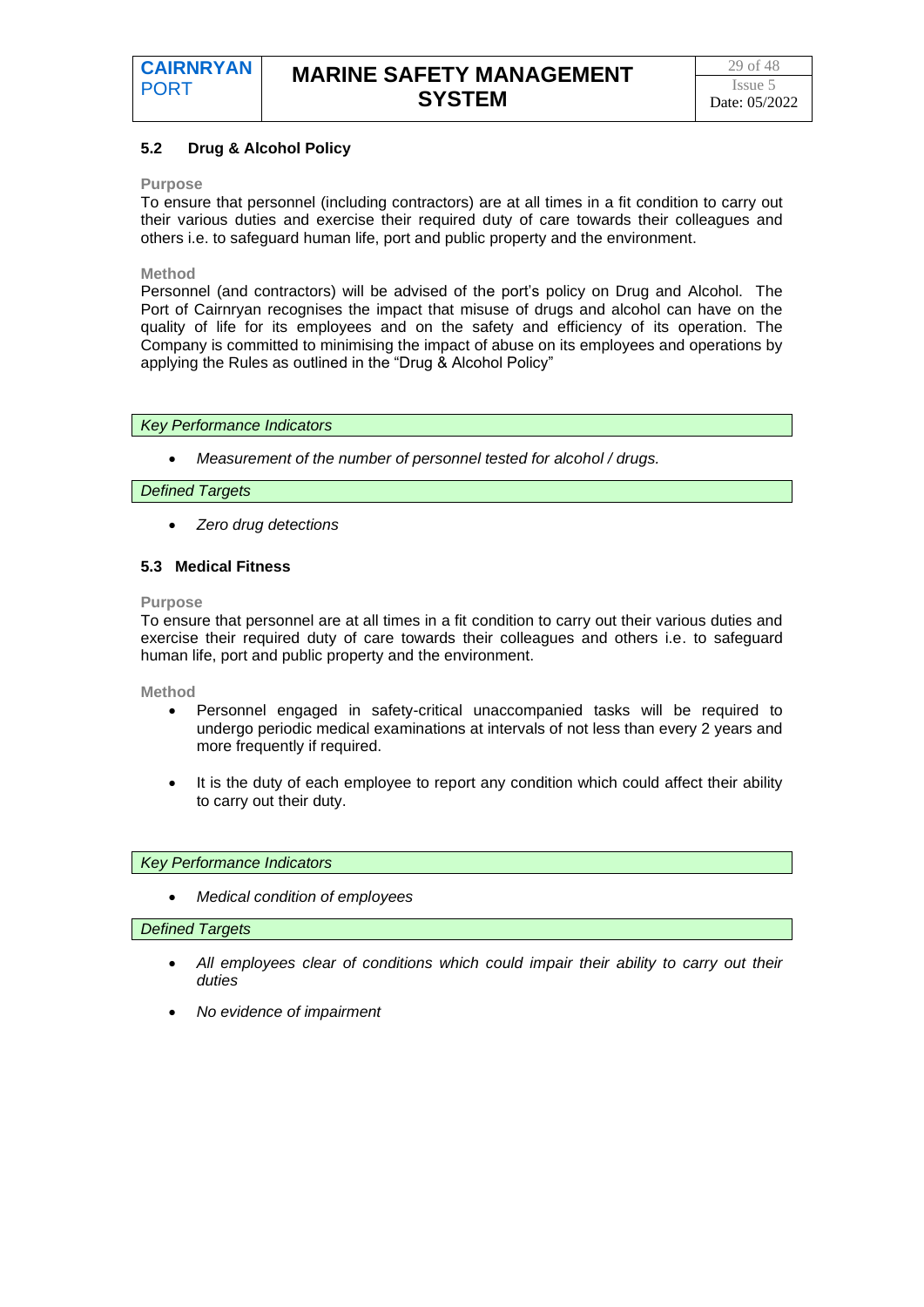## 5.2 Drug & Alcohol Policy

**Purpose**

To ensure that personnel (including contractors) are at all times in a fit condition to carry out their various duties and exercise their required duty of care towards their colleagues and others i.e. to safeguard human life, port and public property and the environment.

**Method**

Personnel (and contractors) will be advised of the port's policy on Drug and Alcohol. The Port of Cairnryan recognises the impact that misuse of drugs and alcohol can have on the quality of life for its employees and on the safety and efficiency of its operation. The Company is committed to minimising the impact of abuse on its employees and operations by applying the Rules as outlined in the "Drug & Alcohol Policy"

*Key Performance Indicators*

- *Measurement of the number of personnel tested for alcohol / drugs.*

*Defined Targets*

- *Zero drug detections*

## 5.3 Medical Fitness

**Purpose**

To ensure that personnel are at all times in a fit condition to carry out their various duties and exercise their required duty of care towards their colleagues and others i.e. to safeguard human life, port and public property and the environment.

**Method**

- Personnel engaged in safety-critical unaccompanied tasks will be required to undergo periodic medical examinations at intervals of not less than every 2 years and more frequently if required.
- It is the duty of each employee to report any condition which could affect their ability to carry out their duty.

*Key Performance Indicators*

- *Medical condition of employees*

*Defined Targets*

- *All employees clear of conditions which could impair their ability to carry out their duties*
- *No evidence of impairment*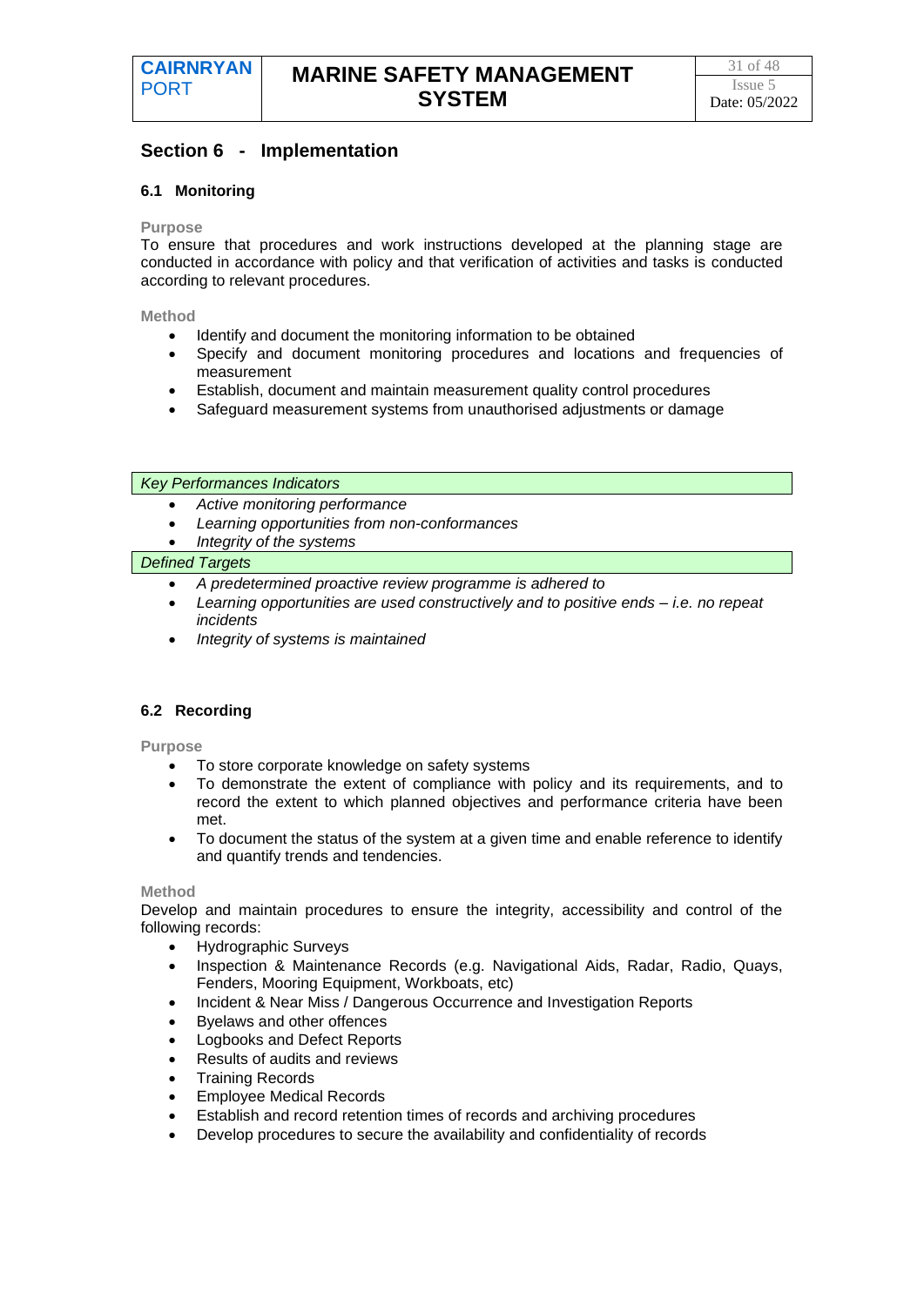## Section 6 - Implementation

### 6.1 Monitoring

**Purpose**

To ensure that procedures and work instructions developed at the planning stage are conducted in accordance with policy and that verification of activities and tasks is conducted according to relevant procedures.

**Method**

- Identify and document the monitoring information to be obtained
- Specify and document monitoring procedures and locations and frequencies of measurement
- Establish, document and maintain measurement quality control procedures
- Safeguard measurement systems from unauthorised adjustments or damage

*Key Performances Indicators*

- *Active monitoring performance*
- *Learning opportunities from non-conformances*
- *Integrity of the systems*

*Defined Targets*

- *A predetermined proactive review programme is adhered to*
- *Learning opportunities are used constructively and to positive ends – i.e. no repeat incidents*
- *Integrity of systems is maintained*

### 6.2 Recording

**Purpose**

- To store corporate knowledge on safety systems
- To demonstrate the extent of compliance with policy and its requirements, and to record the extent to which planned objectives and performance criteria have been met.
- To document the status of the system at a given time and enable reference to identify and quantify trends and tendencies.

**Method**

Develop and maintain procedures to ensure the integrity, accessibility and control of the following records:

- Hydrographic Surveys
- Inspection & Maintenance Records (e.g. Navigational Aids, Radar, Radio, Quays, Fenders, Mooring Equipment, Workboats, etc)
- Incident & Near Miss / Dangerous Occurrence and Investigation Reports
- Byelaws and other offences
- Logbooks and Defect Reports
- Results of audits and reviews
- Training Records
- Employee Medical Records
- Establish and record retention times of records and archiving procedures
- Develop procedures to secure the availability and confidentiality of records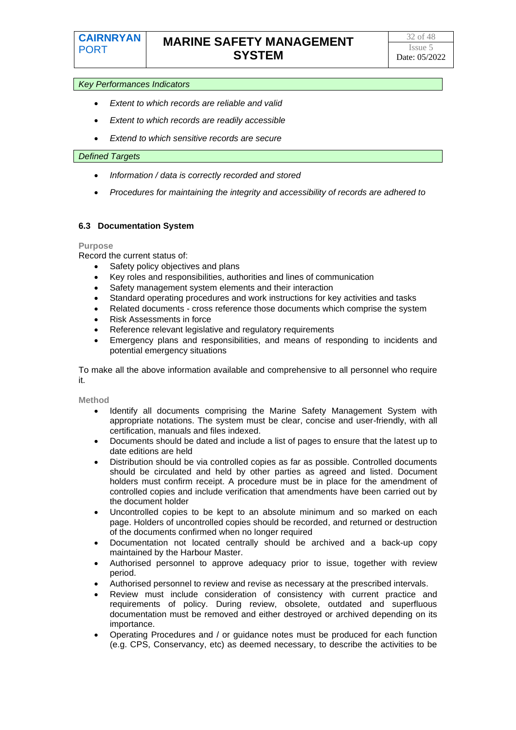*Key Performances Indicators*

- *Extent to which records are reliable and valid*
- *Extent to which records are readily accessible*
- *Extend to which sensitive records are secure*

*Defined Targets*

- *Information / data is correctly recorded and stored*
- *Procedures for maintaining the integrity and accessibility of records are adhered to*

### 6.3 Documentation System

**Purpose**

Record the current status of:

- Safety policy objectives and plans
- Key roles and responsibilities, authorities and lines of communication
- Safety management system elements and their interaction
- Standard operating procedures and work instructions for key activities and tasks
- Related documents - cross reference those documents which comprise the system
- Risk Assessments in force
- Reference relevant legislative and regulatory requirements
- Emergency plans and responsibilities, and means of responding to incidents and potential emergency situations

To make all the above information available and comprehensive to all personnel who require it.

**Method**

- Identify all documents comprising the Marine Safety Management System with appropriate notations. The system must be clear, concise and user-friendly, with all certification, manuals and files indexed.
- Documents should be dated and include a list of pages to ensure that the latest up to date editions are held
- Distribution should be via controlled copies as far as possible. Controlled documents should be circulated and held by other parties as agreed and listed. Document holders must confirm receipt. A procedure must be in place for the amendment of controlled copies and include verification that amendments have been carried out by the document holder
- Uncontrolled copies to be kept to an absolute minimum and so marked on each page. Holders of uncontrolled copies should be recorded, and returned or destruction of the documents confirmed when no longer required
- Documentation not located centrally should be archived and a back-up copy maintained by the Harbour Master.
- Authorised personnel to approve adequacy prior to issue, together with review period.
- Authorised personnel to review and revise as necessary at the prescribed intervals.
- Review must include consideration of consistency with current practice and requirements of policy. During review, obsolete, outdated and superfluous documentation must be removed and either destroyed or archived depending on its importance.
- Operating Procedures and / or guidance notes must be produced for each function (e.g. CPS, Conservancy, etc) as deemed necessary, to describe the activities to be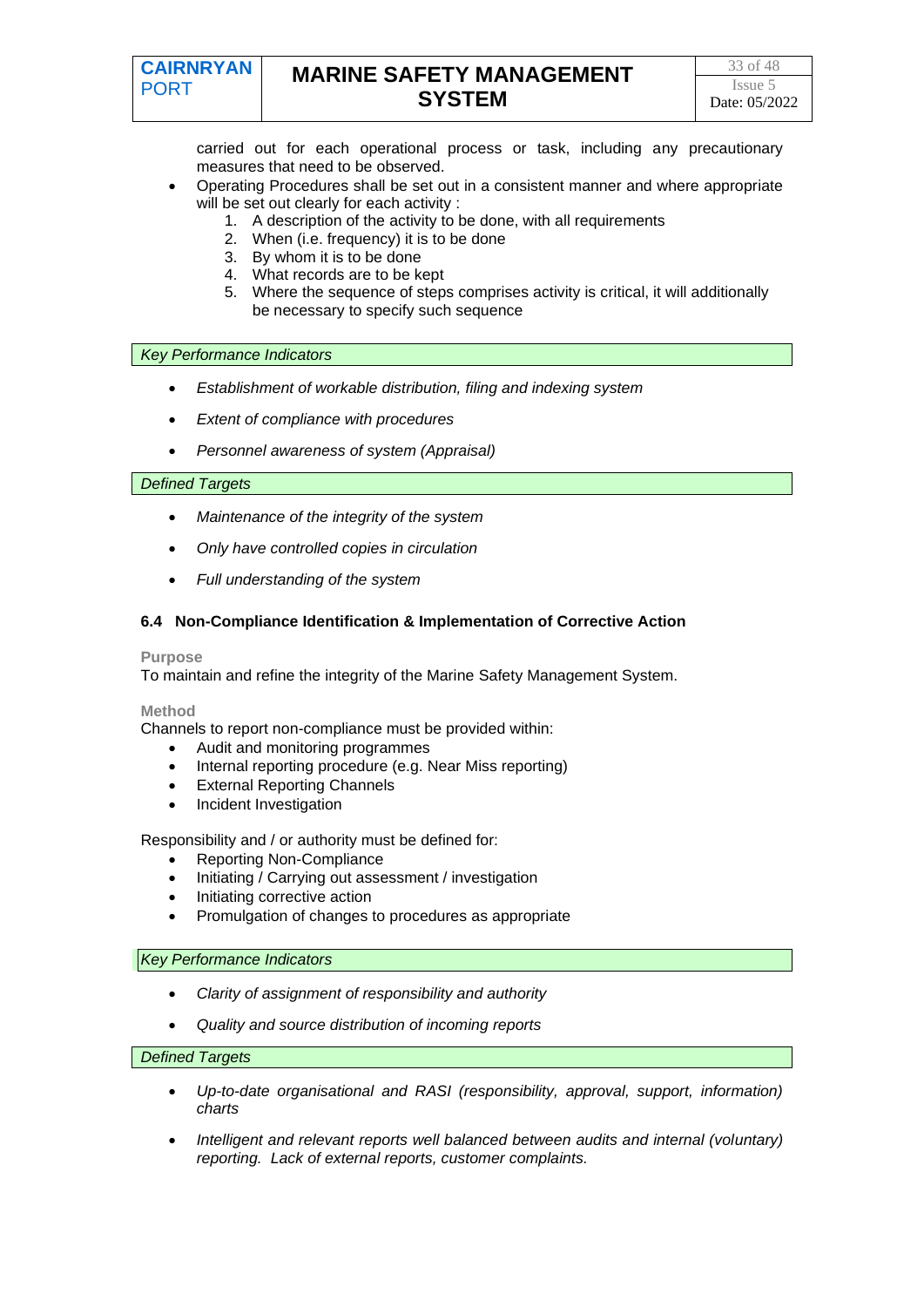carried out for each operational process or task, including any precautionary measures that need to be observed.

- Operating Procedures shall be set out in a consistent manner and where appropriate will be set out clearly for each activity :
    1. A description of the activity to be done, with all requirements
    2. When (i.e. frequency) it is to be done
    3. By whom it is to be done
    4. What records are to be kept
    5. Where the sequence of steps comprises activity is critical, it will additionally be necessary to specify such sequence

*Key Performance Indicators*

- *Establishment of workable distribution, filing and indexing system*
- *Extent of compliance with procedures*
- *Personnel awareness of system (Appraisal)*

*Defined Targets*

- *Maintenance of the integrity of the system*
- *Only have controlled copies in circulation*
- *Full understanding of the system*

### 6.4 Non-Compliance Identification & Implementation of Corrective Action

**Purpose**

To maintain and refine the integrity of the Marine Safety Management System.

**Method**

Channels to report non-compliance must be provided within:

- Audit and monitoring programmes
- Internal reporting procedure (e.g. Near Miss reporting)
- External Reporting Channels
- Incident Investigation

Responsibility and / or authority must be defined for:

- Reporting Non-Compliance
- Initiating / Carrying out assessment / investigation
- Initiating corrective action
- Promulgation of changes to procedures as appropriate

*Key Performance Indicators*

- *Clarity of assignment of responsibility and authority*
- *Quality and source distribution of incoming reports*

*Defined Targets*

- *Up-to-date organisational and RASI (responsibility, approval, support, information) charts*
- *Intelligent and relevant reports well balanced between audits and internal (voluntary) reporting. Lack of external reports, customer complaints.*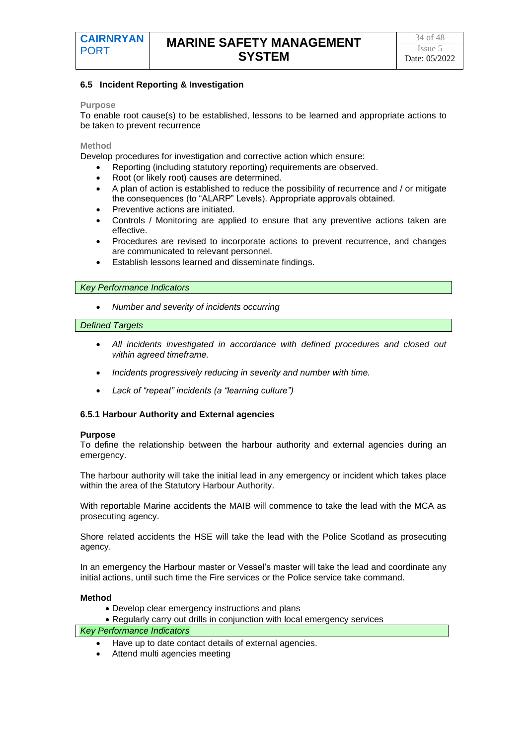## 6.5 Incident Reporting & Investigation

**Purpose**

To enable root cause(s) to be established, lessons to be learned and appropriate actions to be taken to prevent recurrence

**Method**

Develop procedures for investigation and corrective action which ensure:

- Reporting (including statutory reporting) requirements are observed.
- Root (or likely root) causes are determined.
- A plan of action is established to reduce the possibility of recurrence and / or mitigate the consequences (to "ALARP" Levels). Appropriate approvals obtained.
- Preventive actions are initiated.
- Controls / Monitoring are applied to ensure that any preventive actions taken are effective.
- Procedures are revised to incorporate actions to prevent recurrence, and changes are communicated to relevant personnel.
- Establish lessons learned and disseminate findings.

*Key Performance Indicators*

- *Number and severity of incidents occurring*

*Defined Targets*

- *All incidents investigated in accordance with defined procedures and closed out within agreed timeframe.*
- *Incidents progressively reducing in severity and number with time.*
- *Lack of "repeat" incidents (a "learning culture")*

### 6.5.1 Harbour Authority and External agencies

**Purpose**

To define the relationship between the harbour authority and external agencies during an emergency.

The harbour authority will take the initial lead in any emergency or incident which takes place within the area of the Statutory Harbour Authority.

With reportable Marine accidents the MAIB will commence to take the lead with the MCA as prosecuting agency.

Shore related accidents the HSE will take the lead with the Police Scotland as prosecuting agency.

In an emergency the Harbour master or Vessel's master will take the lead and coordinate any initial actions, until such time the Fire services or the Police service take command.

**Method**

- Develop clear emergency instructions and plans
- Regularly carry out drills in conjunction with local emergency services

*Key Performance Indicators*

- Have up to date contact details of external agencies.
- Attend multi agencies meeting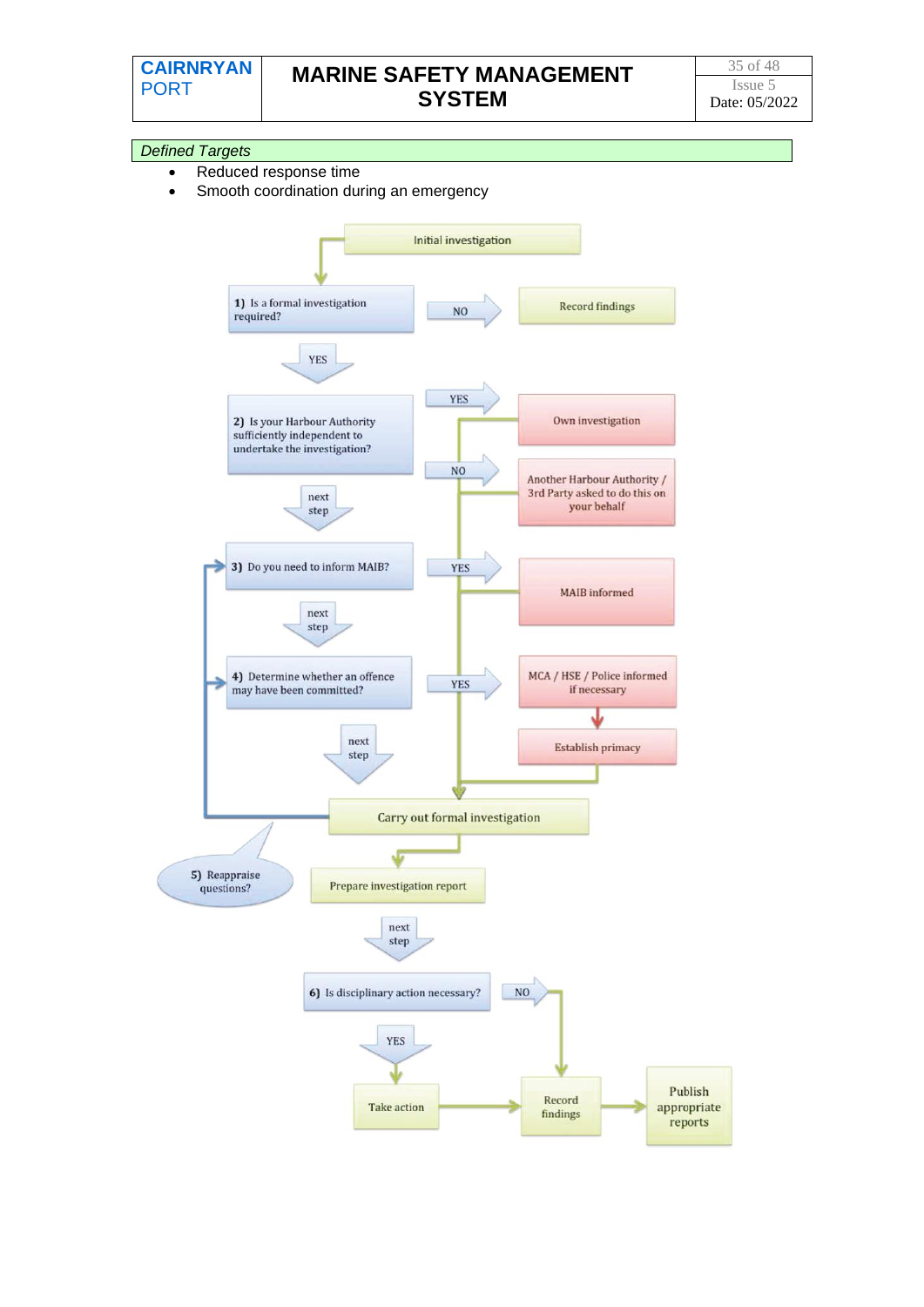*Defined Targets*

- Reduced response time
- Smooth coordination during an emergency

Initial investigation

**1)** Is a formal investigation required?
- NO → Record findings
- YES ↓

**2)** Is your Harbour Authority sufficiently independent to undertake the investigation?
- YES → Own investigation
- NO → Another Harbour Authority / 3rd Party asked to do this on your behalf
- next step ↓

**3)** Do you need to inform MAIB?
- YES → MAIB informed
- next step ↓

**4)** Determine whether an offence may have been committed?
- YES → MCA / HSE / Police informed if necessary → Establish primacy
- next step ↓

Carry out formal investigation

**5)** Reappraise questions?

Prepare investigation report

next step ↓

**6)** Is disciplinary action necessary?
- NO → Record findings
- YES → Take action → Record findings → Publish appropriate reports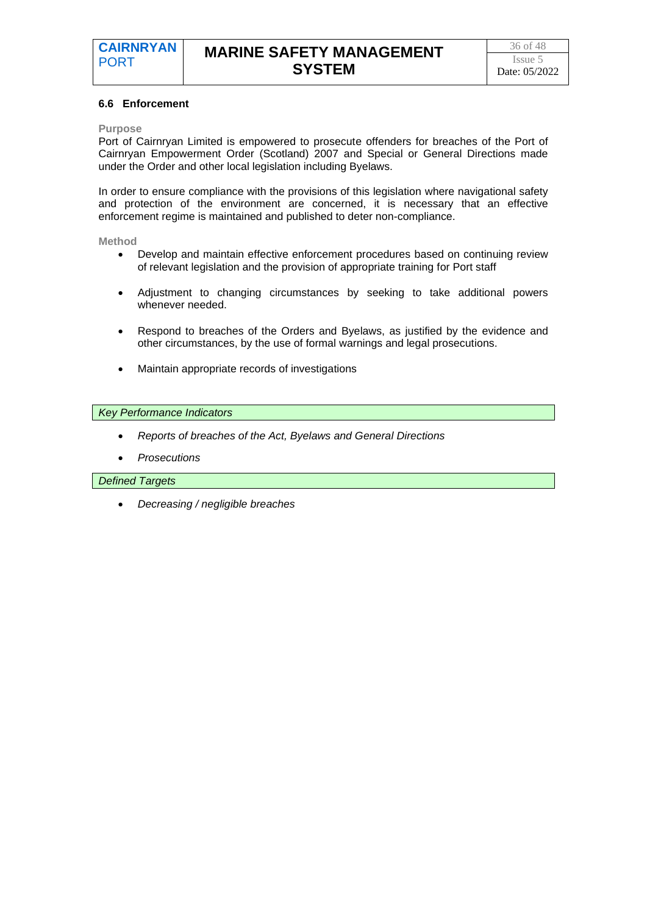## 6.6 Enforcement

**Purpose**

Port of Cairnryan Limited is empowered to prosecute offenders for breaches of the Port of Cairnryan Empowerment Order (Scotland) 2007 and Special or General Directions made under the Order and other local legislation including Byelaws.

In order to ensure compliance with the provisions of this legislation where navigational safety and protection of the environment are concerned, it is necessary that an effective enforcement regime is maintained and published to deter non-compliance.

**Method**

- Develop and maintain effective enforcement procedures based on continuing review of relevant legislation and the provision of appropriate training for Port staff
- Adjustment to changing circumstances by seeking to take additional powers whenever needed.
- Respond to breaches of the Orders and Byelaws, as justified by the evidence and other circumstances, by the use of formal warnings and legal prosecutions.
- Maintain appropriate records of investigations

*Key Performance Indicators*

- *Reports of breaches of the Act, Byelaws and General Directions*
- *Prosecutions*

*Defined Targets*

- *Decreasing / negligible breaches*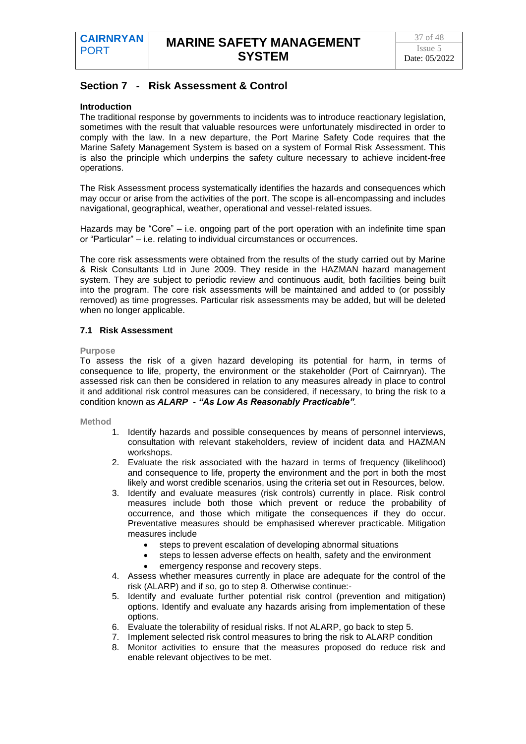## Section 7 - Risk Assessment & Control

**Introduction**

The traditional response by governments to incidents was to introduce reactionary legislation, sometimes with the result that valuable resources were unfortunately misdirected in order to comply with the law. In a new departure, the Port Marine Safety Code requires that the Marine Safety Management System is based on a system of Formal Risk Assessment. This is also the principle which underpins the safety culture necessary to achieve incident-free operations.

The Risk Assessment process systematically identifies the hazards and consequences which may occur or arise from the activities of the port. The scope is all-encompassing and includes navigational, geographical, weather, operational and vessel-related issues.

Hazards may be "Core" – i.e. ongoing part of the port operation with an indefinite time span or "Particular" – i.e. relating to individual circumstances or occurrences.

The core risk assessments were obtained from the results of the study carried out by Marine & Risk Consultants Ltd in June 2009. They reside in the HAZMAN hazard management system. They are subject to periodic review and continuous audit, both facilities being built into the program. The core risk assessments will be maintained and added to (or possibly removed) as time progresses. Particular risk assessments may be added, but will be deleted when no longer applicable.

### 7.1 Risk Assessment

**Purpose**

To assess the risk of a given hazard developing its potential for harm, in terms of consequence to life, property, the environment or the stakeholder (Port of Cairnryan). The assessed risk can then be considered in relation to any measures already in place to control it and additional risk control measures can be considered, if necessary, to bring the risk to a condition known as ***ALARP - "As Low As Reasonably Practicable"***.

**Method**

1. Identify hazards and possible consequences by means of personnel interviews, consultation with relevant stakeholders, review of incident data and HAZMAN workshops.
2. Evaluate the risk associated with the hazard in terms of frequency (likelihood) and consequence to life, property the environment and the port in both the most likely and worst credible scenarios, using the criteria set out in Resources, below.
3. Identify and evaluate measures (risk controls) currently in place. Risk control measures include both those which prevent or reduce the probability of occurrence, and those which mitigate the consequences if they do occur. Preventative measures should be emphasised wherever practicable. Mitigation measures include
   - steps to prevent escalation of developing abnormal situations
   - steps to lessen adverse effects on health, safety and the environment
   - emergency response and recovery steps.
4. Assess whether measures currently in place are adequate for the control of the risk (ALARP) and if so, go to step 8. Otherwise continue:-
5. Identify and evaluate further potential risk control (prevention and mitigation) options. Identify and evaluate any hazards arising from implementation of these options.
6. Evaluate the tolerability of residual risks. If not ALARP, go back to step 5.
7. Implement selected risk control measures to bring the risk to ALARP condition
8. Monitor activities to ensure that the measures proposed do reduce risk and enable relevant objectives to be met.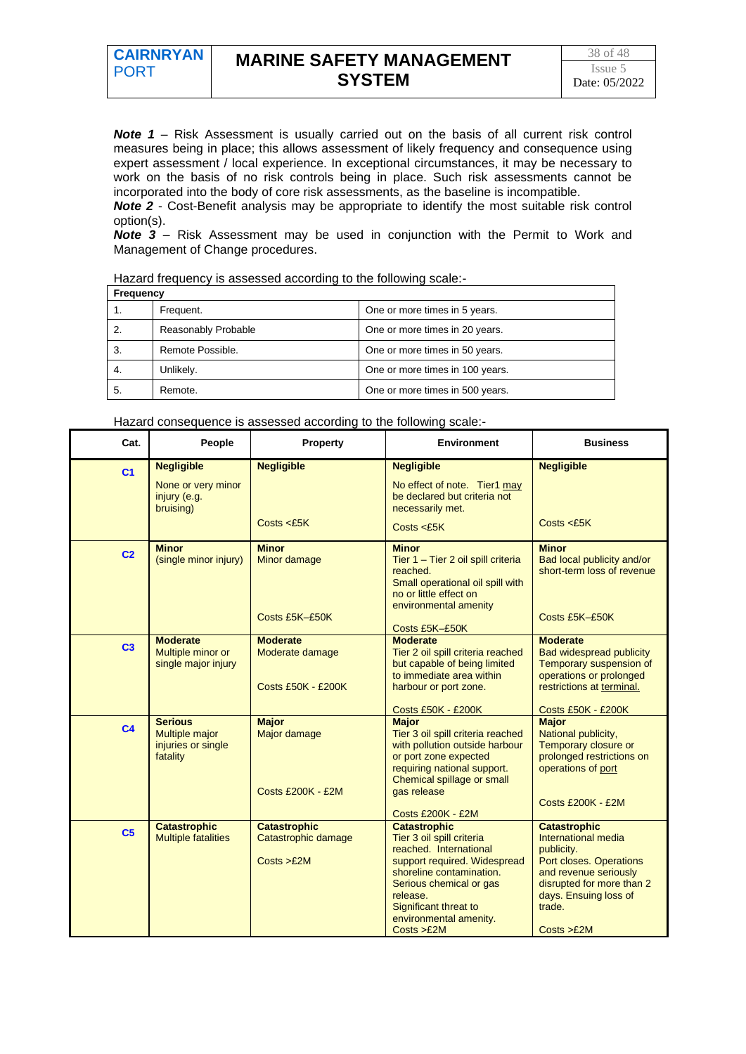***Note 1*** – Risk Assessment is usually carried out on the basis of all current risk control measures being in place; this allows assessment of likely frequency and consequence using expert assessment / local experience. In exceptional circumstances, it may be necessary to work on the basis of no risk controls being in place. Such risk assessments cannot be incorporated into the body of core risk assessments, as the baseline is incompatible.
***Note 2*** - Cost-Benefit analysis may be appropriate to identify the most suitable risk control option(s).
***Note 3*** – Risk Assessment may be used in conjunction with the Permit to Work and Management of Change procedures.

Hazard frequency is assessed according to the following scale:-

| **Frequency** | | |
|---|---|---|
| 1. | Frequent. | One or more times in 5 years. |
| 2. | Reasonably Probable | One or more times in 20 years. |
| 3. | Remote Possible. | One or more times in 50 years. |
| 4. | Unlikely. | One or more times in 100 years. |
| 5. | Remote. | One or more times in 500 years. |

Hazard consequence is assessed according to the following scale:-

| Cat. | People | Property | Environment | Business |
|---|---|---|---|---|
| **C1** | **Negligible**<br>None or very minor injury (e.g. bruising) | **Negligible**<br>Costs <£5K | **Negligible**<br>No effect of note. Tier1 may be declared but criteria not necessarily met.<br>Costs <£5K | **Negligible**<br>Costs <£5K |
| **C2** | **Minor**<br>(single minor injury) | **Minor**<br>Minor damage<br>Costs £5K–£50K | **Minor**<br>Tier 1 – Tier 2 oil spill criteria reached.<br>Small operational oil spill with no or little effect on environmental amenity<br>Costs £5K–£50K | **Minor**<br>Bad local publicity and/or short-term loss of revenue<br>Costs £5K–£50K |
| **C3** | **Moderate**<br>Multiple minor or single major injury | **Moderate**<br>Moderate damage<br>Costs £50K - £200K | **Moderate**<br>Tier 2 oil spill criteria reached but capable of being limited to immediate area within harbour or port zone.<br>Costs £50K - £200K | **Moderate**<br>Bad widespread publicity Temporary suspension of operations or prolonged restrictions at terminal.<br>Costs £50K - £200K |
| **C4** | **Serious**<br>Multiple major injuries or single fatality | **Major**<br>Major damage<br>Costs £200K - £2M | **Major**<br>Tier 3 oil spill criteria reached with pollution outside harbour or port zone expected requiring national support. Chemical spillage or small gas release<br>Costs £200K - £2M | **Major**<br>National publicity, Temporary closure or prolonged restrictions on operations of port<br>Costs £200K - £2M |
| **C5** | **Catastrophic**<br>Multiple fatalities | **Catastrophic**<br>Catastrophic damage<br>Costs >£2M | **Catastrophic**<br>Tier 3 oil spill criteria reached. International support required. Widespread shoreline contamination. Serious chemical or gas release.<br>Significant threat to environmental amenity.<br>Costs >£2M | **Catastrophic**<br>International media publicity.<br>Port closes. Operations and revenue seriously disrupted for more than 2 days. Ensuing loss of trade.<br>Costs >£2M |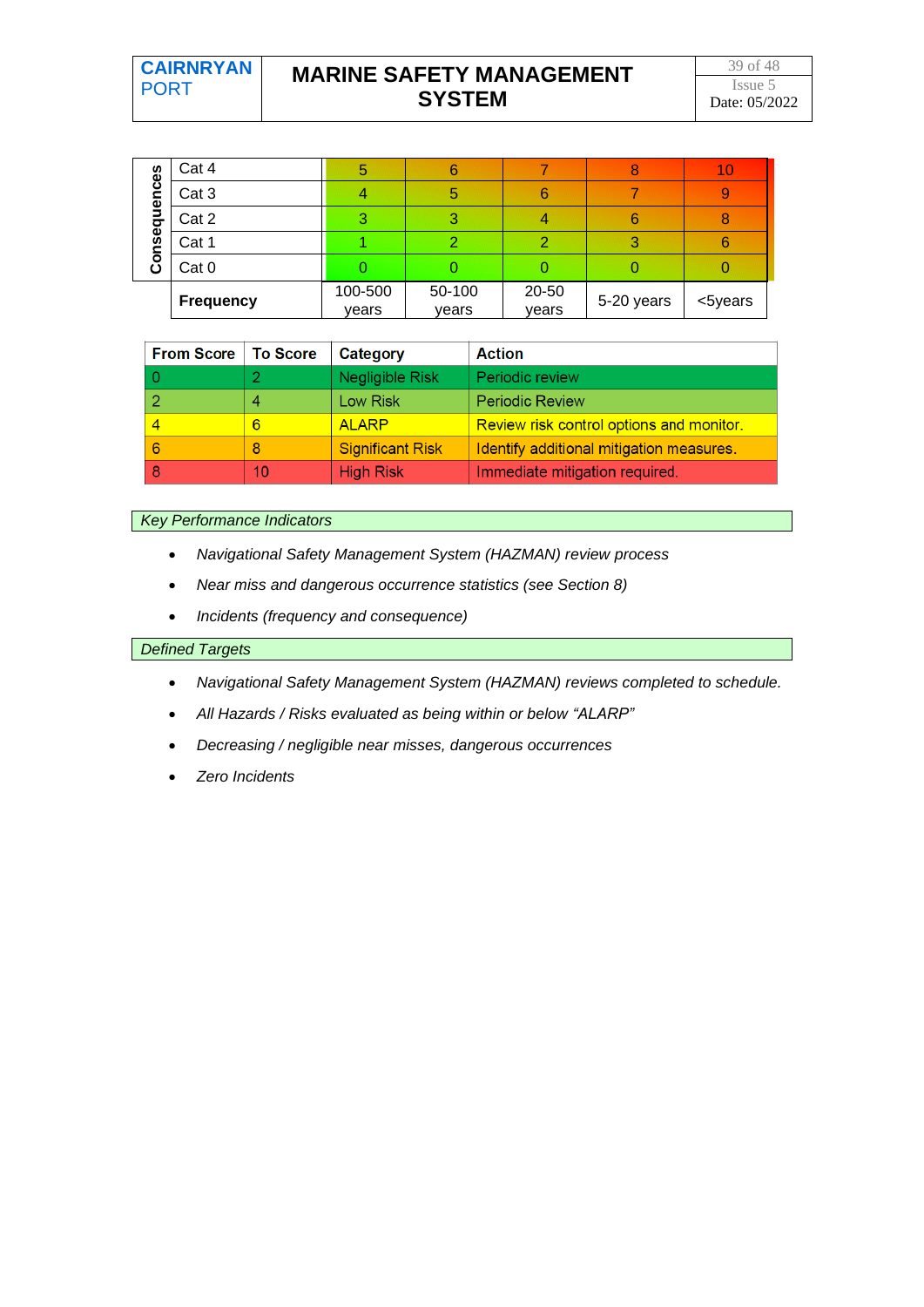| Consequences | | | | | | |
|---|---|---|---|---|---|---|
| | Cat 4 | 5 | 6 | 7 | 8 | 10 |
| | Cat 3 | 4 | 5 | 6 | 7 | 9 |
| | Cat 2 | 3 | 3 | 4 | 6 | 8 |
| | Cat 1 | 1 | 2 | 2 | 3 | 6 |
| | Cat 0 | 0 | 0 | 0 | 0 | 0 |
| | **Frequency** | 100-500 years | 50-100 years | 20-50 years | 5-20 years | <5years |

| From Score | To Score | Category | Action |
|---|---|---|---|
| 0 | 2 | Negligible Risk | Periodic review |
| 2 | 4 | Low Risk | Periodic Review |
| 4 | 6 | ALARP | Review risk control options and monitor. |
| 6 | 8 | Significant Risk | Identify additional mitigation measures. |
| 8 | 10 | High Risk | Immediate mitigation required. |

*Key Performance Indicators*

- *Navigational Safety Management System (HAZMAN) review process*
- *Near miss and dangerous occurrence statistics (see Section 8)*
- *Incidents (frequency and consequence)*

*Defined Targets*

- *Navigational Safety Management System (HAZMAN) reviews completed to schedule.*
- *All Hazards / Risks evaluated as being within or below "ALARP"*
- *Decreasing / negligible near misses, dangerous occurrences*
- *Zero Incidents*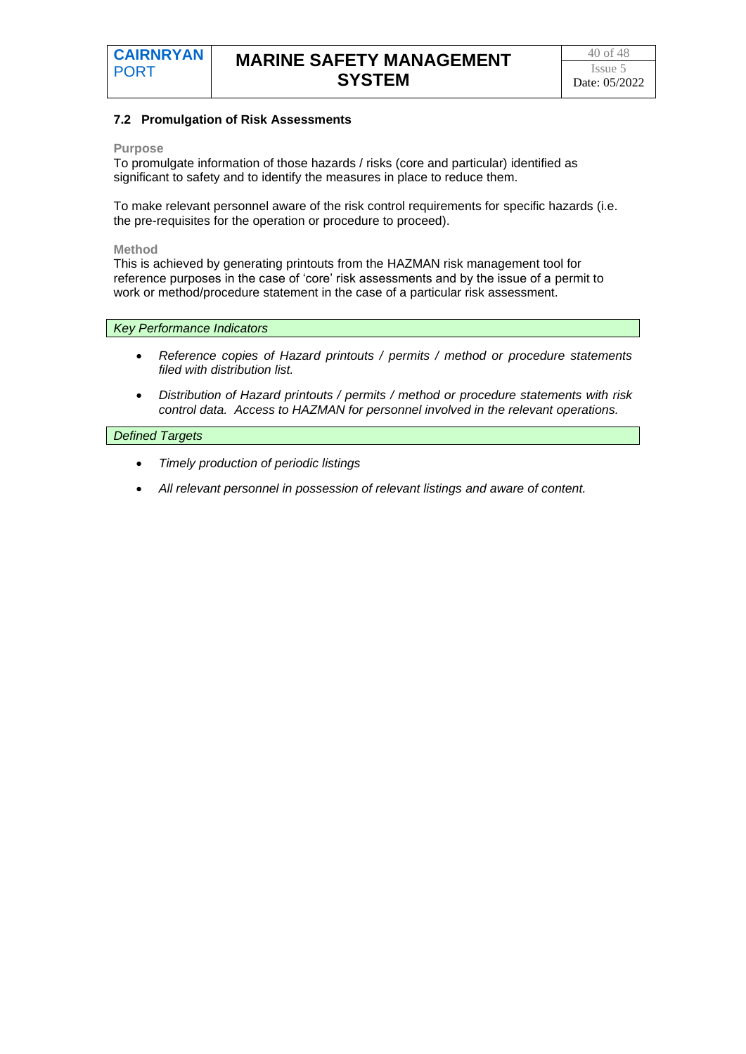## 7.2 Promulgation of Risk Assessments

**Purpose**

To promulgate information of those hazards / risks (core and particular) identified as significant to safety and to identify the measures in place to reduce them.

To make relevant personnel aware of the risk control requirements for specific hazards (i.e. the pre-requisites for the operation or procedure to proceed).

**Method**

This is achieved by generating printouts from the HAZMAN risk management tool for reference purposes in the case of 'core' risk assessments and by the issue of a permit to work or method/procedure statement in the case of a particular risk assessment.

*Key Performance Indicators*

- *Reference copies of Hazard printouts / permits / method or procedure statements filed with distribution list.*
- *Distribution of Hazard printouts / permits / method or procedure statements with risk control data. Access to HAZMAN for personnel involved in the relevant operations.*

*Defined Targets*

- *Timely production of periodic listings*
- *All relevant personnel in possession of relevant listings and aware of content.*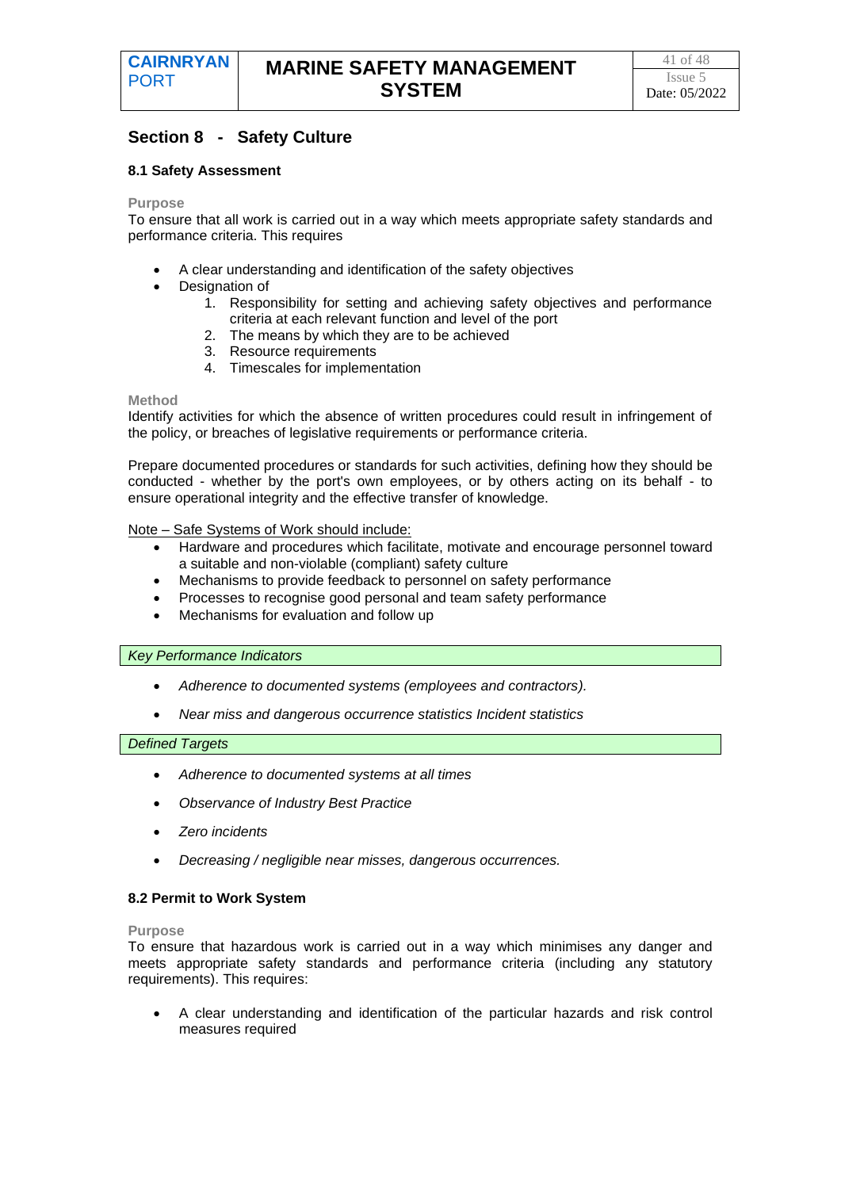## Section 8 - Safety Culture

### 8.1 Safety Assessment

**Purpose**

To ensure that all work is carried out in a way which meets appropriate safety standards and performance criteria. This requires

- A clear understanding and identification of the safety objectives
- Designation of
    1. Responsibility for setting and achieving safety objectives and performance criteria at each relevant function and level of the port
    2. The means by which they are to be achieved
    3. Resource requirements
    4. Timescales for implementation

**Method**

Identify activities for which the absence of written procedures could result in infringement of the policy, or breaches of legislative requirements or performance criteria.

Prepare documented procedures or standards for such activities, defining how they should be conducted - whether by the port's own employees, or by others acting on its behalf - to ensure operational integrity and the effective transfer of knowledge.

Note – Safe Systems of Work should include:

- Hardware and procedures which facilitate, motivate and encourage personnel toward a suitable and non-violable (compliant) safety culture
- Mechanisms to provide feedback to personnel on safety performance
- Processes to recognise good personal and team safety performance
- Mechanisms for evaluation and follow up

*Key Performance Indicators*

- *Adherence to documented systems (employees and contractors).*
- *Near miss and dangerous occurrence statistics Incident statistics*

*Defined Targets*

- *Adherence to documented systems at all times*
- *Observance of Industry Best Practice*
- *Zero incidents*
- *Decreasing / negligible near misses, dangerous occurrences.*

### 8.2 Permit to Work System

**Purpose**

To ensure that hazardous work is carried out in a way which minimises any danger and meets appropriate safety standards and performance criteria (including any statutory requirements). This requires:

- A clear understanding and identification of the particular hazards and risk control measures required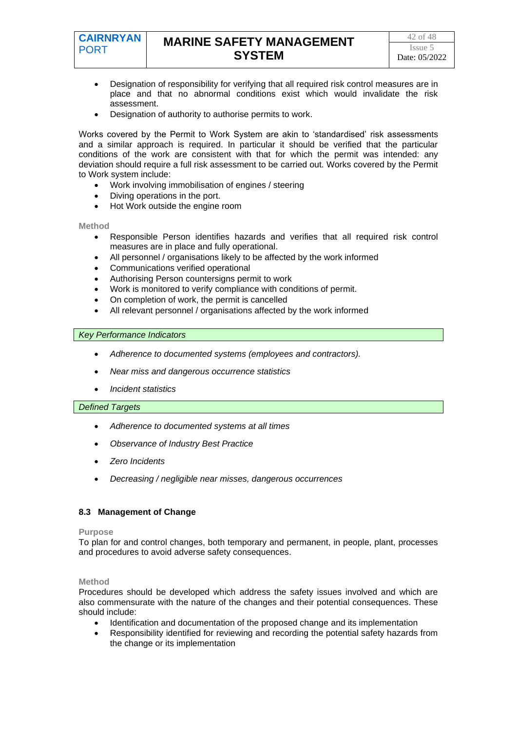- Designation of responsibility for verifying that all required risk control measures are in place and that no abnormal conditions exist which would invalidate the risk assessment.
- Designation of authority to authorise permits to work.

Works covered by the Permit to Work System are akin to 'standardised' risk assessments and a similar approach is required. In particular it should be verified that the particular conditions of the work are consistent with that for which the permit was intended: any deviation should require a full risk assessment to be carried out. Works covered by the Permit to Work system include:

- Work involving immobilisation of engines / steering
- Diving operations in the port.
- Hot Work outside the engine room

**Method**

- Responsible Person identifies hazards and verifies that all required risk control measures are in place and fully operational.
- All personnel / organisations likely to be affected by the work informed
- Communications verified operational
- Authorising Person countersigns permit to work
- Work is monitored to verify compliance with conditions of permit.
- On completion of work, the permit is cancelled
- All relevant personnel / organisations affected by the work informed

*Key Performance Indicators*

- *Adherence to documented systems (employees and contractors).*
- *Near miss and dangerous occurrence statistics*
- *Incident statistics*

*Defined Targets*

- *Adherence to documented systems at all times*
- *Observance of Industry Best Practice*
- *Zero Incidents*
- *Decreasing / negligible near misses, dangerous occurrences*

### 8.3 Management of Change

**Purpose**

To plan for and control changes, both temporary and permanent, in people, plant, processes and procedures to avoid adverse safety consequences.

**Method**

Procedures should be developed which address the safety issues involved and which are also commensurate with the nature of the changes and their potential consequences. These should include:

- Identification and documentation of the proposed change and its implementation
- Responsibility identified for reviewing and recording the potential safety hazards from the change or its implementation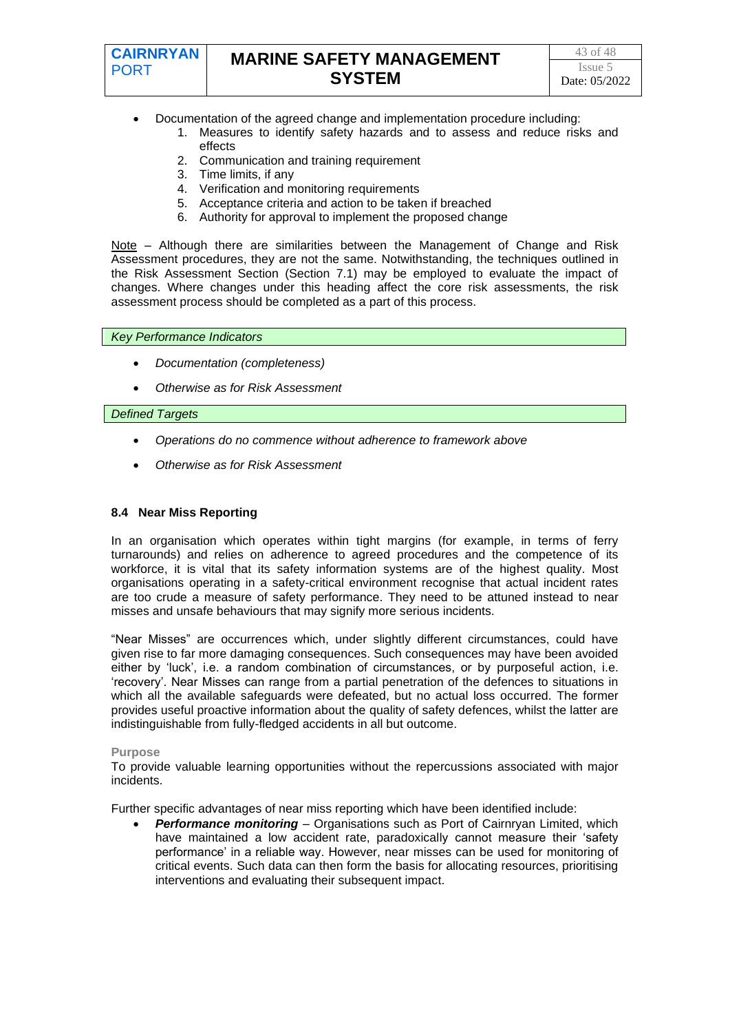- Documentation of the agreed change and implementation procedure including:
    1. Measures to identify safety hazards and to assess and reduce risks and effects
    2. Communication and training requirement
    3. Time limits, if any
    4. Verification and monitoring requirements
    5. Acceptance criteria and action to be taken if breached
    6. Authority for approval to implement the proposed change

Note – Although there are similarities between the Management of Change and Risk Assessment procedures, they are not the same. Notwithstanding, the techniques outlined in the Risk Assessment Section (Section 7.1) may be employed to evaluate the impact of changes. Where changes under this heading affect the core risk assessments, the risk assessment process should be completed as a part of this process.

*Key Performance Indicators*

- *Documentation (completeness)*
- *Otherwise as for Risk Assessment*

*Defined Targets*

- *Operations do no commence without adherence to framework above*
- *Otherwise as for Risk Assessment*

### 8.4 Near Miss Reporting

In an organisation which operates within tight margins (for example, in terms of ferry turnarounds) and relies on adherence to agreed procedures and the competence of its workforce, it is vital that its safety information systems are of the highest quality. Most organisations operating in a safety-critical environment recognise that actual incident rates are too crude a measure of safety performance. They need to be attuned instead to near misses and unsafe behaviours that may signify more serious incidents.

"Near Misses" are occurrences which, under slightly different circumstances, could have given rise to far more damaging consequences. Such consequences may have been avoided either by 'luck', i.e. a random combination of circumstances, or by purposeful action, i.e. 'recovery'. Near Misses can range from a partial penetration of the defences to situations in which all the available safeguards were defeated, but no actual loss occurred. The former provides useful proactive information about the quality of safety defences, whilst the latter are indistinguishable from fully-fledged accidents in all but outcome.

**Purpose**

To provide valuable learning opportunities without the repercussions associated with major incidents.

Further specific advantages of near miss reporting which have been identified include:

- ***Performance monitoring*** – Organisations such as Port of Cairnryan Limited, which have maintained a low accident rate, paradoxically cannot measure their 'safety performance' in a reliable way. However, near misses can be used for monitoring of critical events. Such data can then form the basis for allocating resources, prioritising interventions and evaluating their subsequent impact.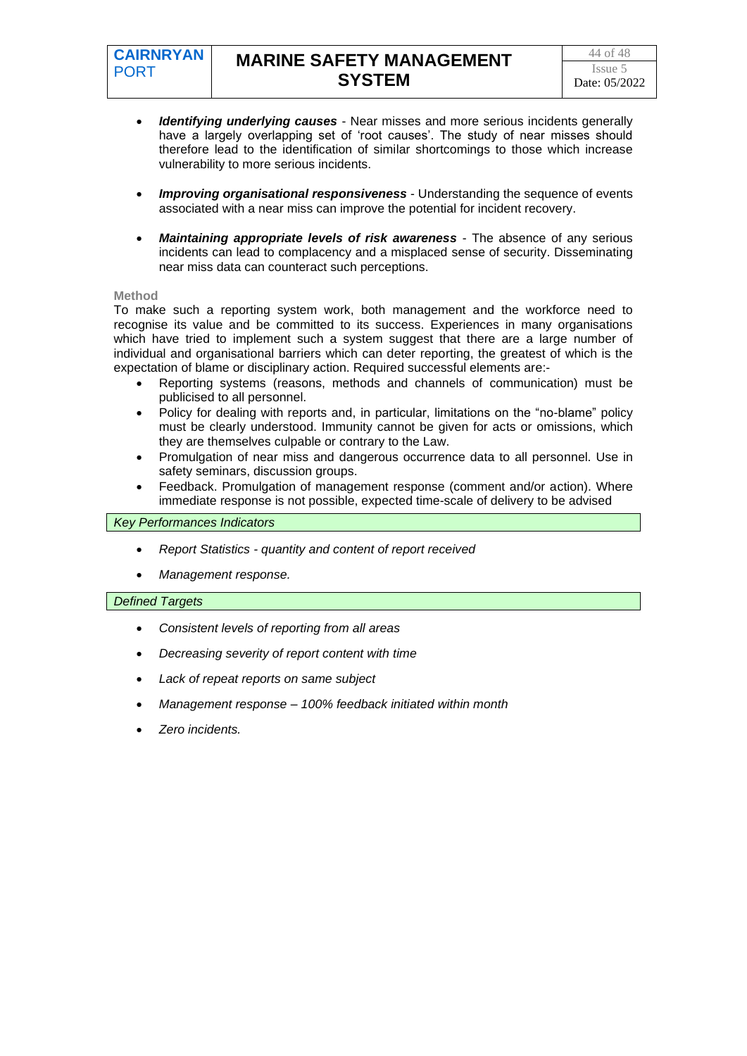- ***Identifying underlying causes*** - Near misses and more serious incidents generally have a largely overlapping set of 'root causes'. The study of near misses should therefore lead to the identification of similar shortcomings to those which increase vulnerability to more serious incidents.

- ***Improving organisational responsiveness*** - Understanding the sequence of events associated with a near miss can improve the potential for incident recovery.

- ***Maintaining appropriate levels of risk awareness*** - The absence of any serious incidents can lead to complacency and a misplaced sense of security. Disseminating near miss data can counteract such perceptions.

**Method**

To make such a reporting system work, both management and the workforce need to recognise its value and be committed to its success. Experiences in many organisations which have tried to implement such a system suggest that there are a large number of individual and organisational barriers which can deter reporting, the greatest of which is the expectation of blame or disciplinary action. Required successful elements are:-

- Reporting systems (reasons, methods and channels of communication) must be publicised to all personnel.
- Policy for dealing with reports and, in particular, limitations on the "no-blame" policy must be clearly understood. Immunity cannot be given for acts or omissions, which they are themselves culpable or contrary to the Law.
- Promulgation of near miss and dangerous occurrence data to all personnel. Use in safety seminars, discussion groups.
- Feedback. Promulgation of management response (comment and/or action). Where immediate response is not possible, expected time-scale of delivery to be advised

*Key Performances Indicators*

- *Report Statistics - quantity and content of report received*
- *Management response.*

*Defined Targets*

- *Consistent levels of reporting from all areas*
- *Decreasing severity of report content with time*
- *Lack of repeat reports on same subject*
- *Management response – 100% feedback initiated within month*
- *Zero incidents.*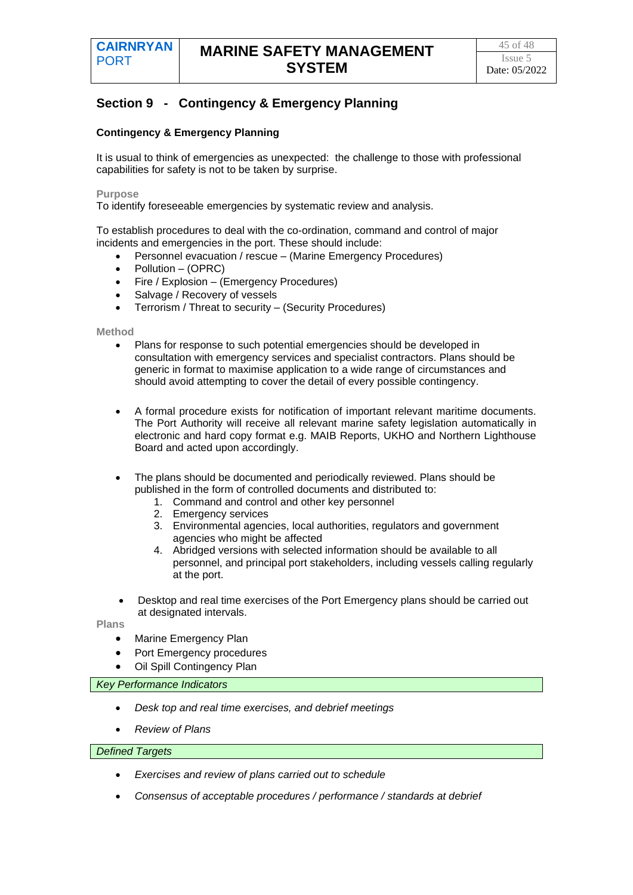## Section 9 - Contingency & Emergency Planning

### Contingency & Emergency Planning

It is usual to think of emergencies as unexpected: the challenge to those with professional capabilities for safety is not to be taken by surprise.

**Purpose**

To identify foreseeable emergencies by systematic review and analysis.

To establish procedures to deal with the co-ordination, command and control of major incidents and emergencies in the port. These should include:

- Personnel evacuation / rescue – (Marine Emergency Procedures)
- Pollution – (OPRC)
- Fire / Explosion – (Emergency Procedures)
- Salvage / Recovery of vessels
- Terrorism / Threat to security – (Security Procedures)

**Method**

- Plans for response to such potential emergencies should be developed in consultation with emergency services and specialist contractors. Plans should be generic in format to maximise application to a wide range of circumstances and should avoid attempting to cover the detail of every possible contingency.

- A formal procedure exists for notification of important relevant maritime documents. The Port Authority will receive all relevant marine safety legislation automatically in electronic and hard copy format e.g. MAIB Reports, UKHO and Northern Lighthouse Board and acted upon accordingly.

- The plans should be documented and periodically reviewed. Plans should be published in the form of controlled documents and distributed to:
  1. Command and control and other key personnel
  2. Emergency services
  3. Environmental agencies, local authorities, regulators and government agencies who might be affected
  4. Abridged versions with selected information should be available to all personnel, and principal port stakeholders, including vessels calling regularly at the port.

- Desktop and real time exercises of the Port Emergency plans should be carried out at designated intervals.

**Plans**

- Marine Emergency Plan
- Port Emergency procedures
- Oil Spill Contingency Plan

*Key Performance Indicators*

- *Desk top and real time exercises, and debrief meetings*
- *Review of Plans*

*Defined Targets*

- *Exercises and review of plans carried out to schedule*
- *Consensus of acceptable procedures / performance / standards at debrief*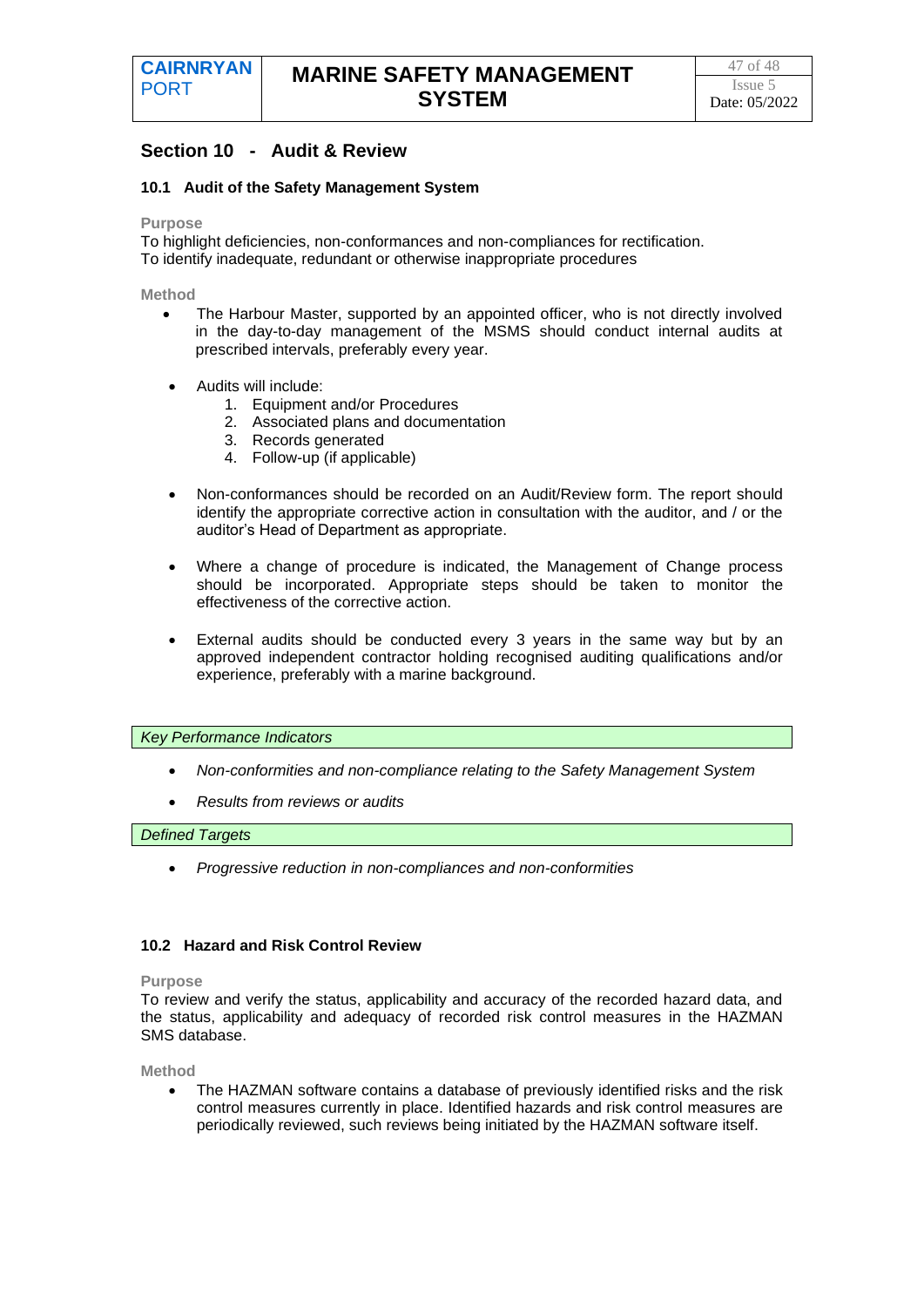## Section 10 - Audit & Review

### 10.1 Audit of the Safety Management System

**Purpose**

To highlight deficiencies, non-conformances and non-compliances for rectification.
To identify inadequate, redundant or otherwise inappropriate procedures

**Method**

- The Harbour Master, supported by an appointed officer, who is not directly involved in the day-to-day management of the MSMS should conduct internal audits at prescribed intervals, preferably every year.

- Audits will include:
  1. Equipment and/or Procedures
  2. Associated plans and documentation
  3. Records generated
  4. Follow-up (if applicable)

- Non-conformances should be recorded on an Audit/Review form. The report should identify the appropriate corrective action in consultation with the auditor, and / or the auditor's Head of Department as appropriate.

- Where a change of procedure is indicated, the Management of Change process should be incorporated. Appropriate steps should be taken to monitor the effectiveness of the corrective action.

- External audits should be conducted every 3 years in the same way but by an approved independent contractor holding recognised auditing qualifications and/or experience, preferably with a marine background.

*Key Performance Indicators*

- *Non-conformities and non-compliance relating to the Safety Management System*
- *Results from reviews or audits*

*Defined Targets*

- *Progressive reduction in non-compliances and non-conformities*

### 10.2 Hazard and Risk Control Review

**Purpose**

To review and verify the status, applicability and accuracy of the recorded hazard data, and the status, applicability and adequacy of recorded risk control measures in the HAZMAN SMS database.

**Method**

- The HAZMAN software contains a database of previously identified risks and the risk control measures currently in place. Identified hazards and risk control measures are periodically reviewed, such reviews being initiated by the HAZMAN software itself.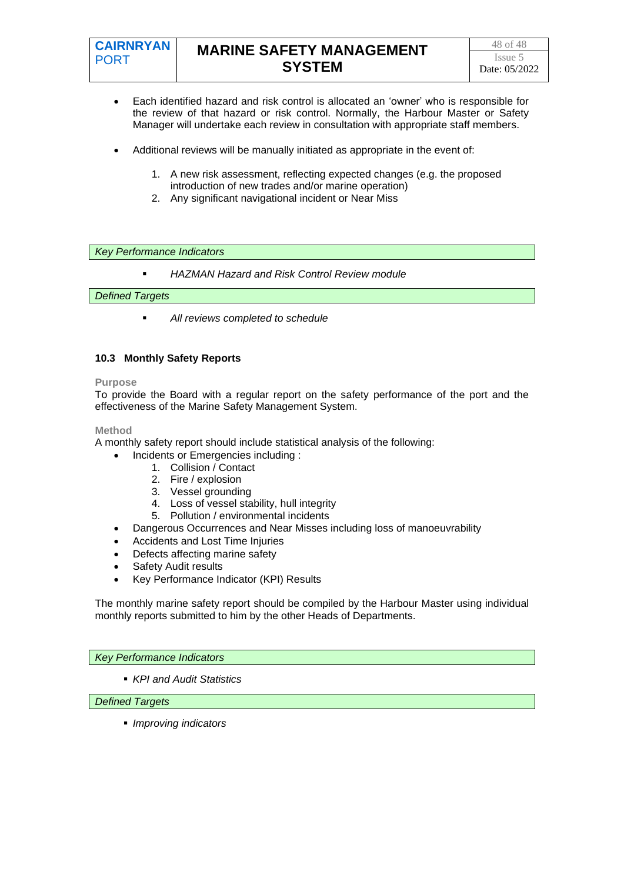- Each identified hazard and risk control is allocated an 'owner' who is responsible for the review of that hazard or risk control. Normally, the Harbour Master or Safety Manager will undertake each review in consultation with appropriate staff members.

- Additional reviews will be manually initiated as appropriate in the event of:

  1. A new risk assessment, reflecting expected changes (e.g. the proposed introduction of new trades and/or marine operation)
  2. Any significant navigational incident or Near Miss

*Key Performance Indicators*

- *HAZMAN Hazard and Risk Control Review module*

*Defined Targets*

- *All reviews completed to schedule*

### 10.3 Monthly Safety Reports

**Purpose**

To provide the Board with a regular report on the safety performance of the port and the effectiveness of the Marine Safety Management System.

**Method**

A monthly safety report should include statistical analysis of the following:

- Incidents or Emergencies including :
  1. Collision / Contact
  2. Fire / explosion
  3. Vessel grounding
  4. Loss of vessel stability, hull integrity
  5. Pollution / environmental incidents
- Dangerous Occurrences and Near Misses including loss of manoeuvrability
- Accidents and Lost Time Injuries
- Defects affecting marine safety
- Safety Audit results
- Key Performance Indicator (KPI) Results

The monthly marine safety report should be compiled by the Harbour Master using individual monthly reports submitted to him by the other Heads of Departments.

*Key Performance Indicators*

- *KPI and Audit Statistics*

*Defined Targets*

- *Improving indicators*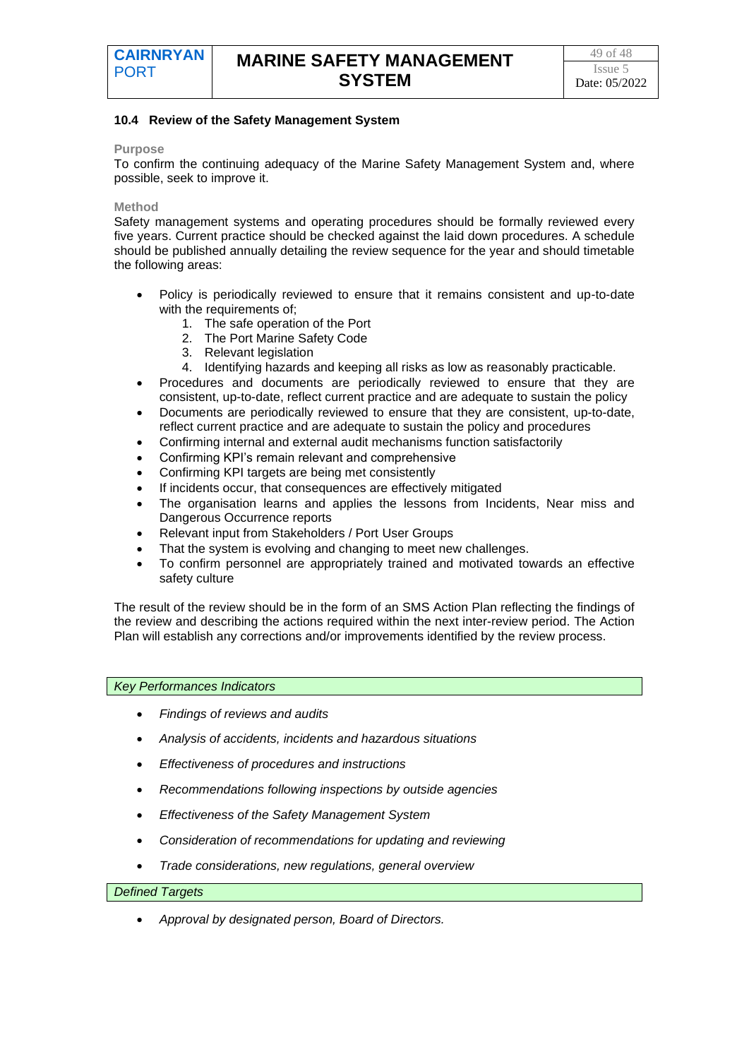### 10.4 Review of the Safety Management System

**Purpose**

To confirm the continuing adequacy of the Marine Safety Management System and, where possible, seek to improve it.

**Method**

Safety management systems and operating procedures should be formally reviewed every five years. Current practice should be checked against the laid down procedures. A schedule should be published annually detailing the review sequence for the year and should timetable the following areas:

- Policy is periodically reviewed to ensure that it remains consistent and up-to-date with the requirements of;
    1. The safe operation of the Port
    2. The Port Marine Safety Code
    3. Relevant legislation
    4. Identifying hazards and keeping all risks as low as reasonably practicable.
- Procedures and documents are periodically reviewed to ensure that they are consistent, up-to-date, reflect current practice and are adequate to sustain the policy
- Documents are periodically reviewed to ensure that they are consistent, up-to-date, reflect current practice and are adequate to sustain the policy and procedures
- Confirming internal and external audit mechanisms function satisfactorily
- Confirming KPI's remain relevant and comprehensive
- Confirming KPI targets are being met consistently
- If incidents occur, that consequences are effectively mitigated
- The organisation learns and applies the lessons from Incidents, Near miss and Dangerous Occurrence reports
- Relevant input from Stakeholders / Port User Groups
- That the system is evolving and changing to meet new challenges.
- To confirm personnel are appropriately trained and motivated towards an effective safety culture

The result of the review should be in the form of an SMS Action Plan reflecting the findings of the review and describing the actions required within the next inter-review period. The Action Plan will establish any corrections and/or improvements identified by the review process.

*Key Performances Indicators*

- *Findings of reviews and audits*
- *Analysis of accidents, incidents and hazardous situations*
- *Effectiveness of procedures and instructions*
- *Recommendations following inspections by outside agencies*
- *Effectiveness of the Safety Management System*
- *Consideration of recommendations for updating and reviewing*
- *Trade considerations, new regulations, general overview*

*Defined Targets*

- *Approval by designated person, Board of Directors.*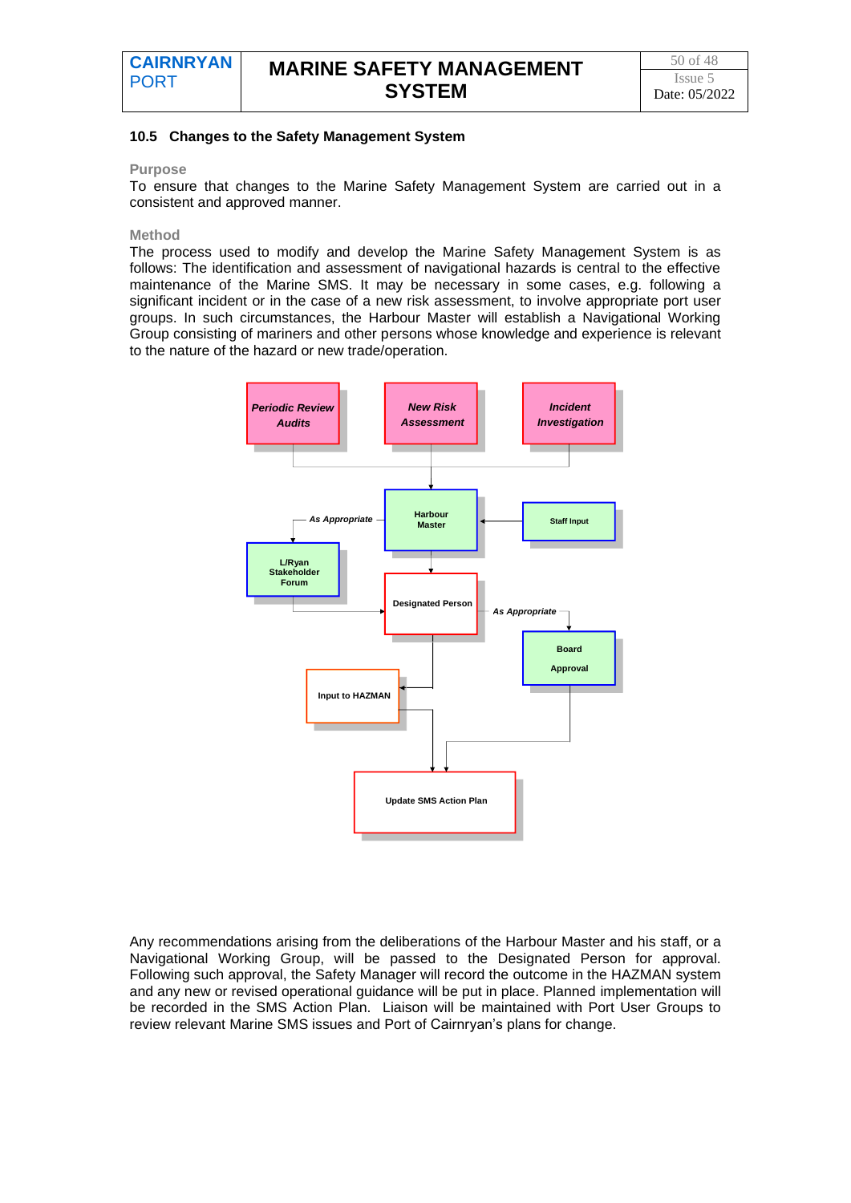### 10.5 Changes to the Safety Management System

**Purpose**

To ensure that changes to the Marine Safety Management System are carried out in a consistent and approved manner.

**Method**

The process used to modify and develop the Marine Safety Management System is as follows: The identification and assessment of navigational hazards is central to the effective maintenance of the Marine SMS. It may be necessary in some cases, e.g. following a significant incident or in the case of a new risk assessment, to involve appropriate port user groups. In such circumstances, the Harbour Master will establish a Navigational Working Group consisting of mariners and other persons whose knowledge and experience is relevant to the nature of the hazard or new trade/operation.

*Periodic Review Audits*

*New Risk Assessment*

*Incident Investigation*

Harbour Master

Staff Input

*As Appropriate*

L/Ryan Stakeholder Forum

Designated Person

*As Appropriate*

Board Approval

Input to HAZMAN

Update SMS Action Plan

Any recommendations arising from the deliberations of the Harbour Master and his staff, or a Navigational Working Group, will be passed to the Designated Person for approval. Following such approval, the Safety Manager will record the outcome in the HAZMAN system and any new or revised operational guidance will be put in place. Planned implementation will be recorded in the SMS Action Plan. Liaison will be maintained with Port User Groups to review relevant Marine SMS issues and Port of Cairnryan's plans for change.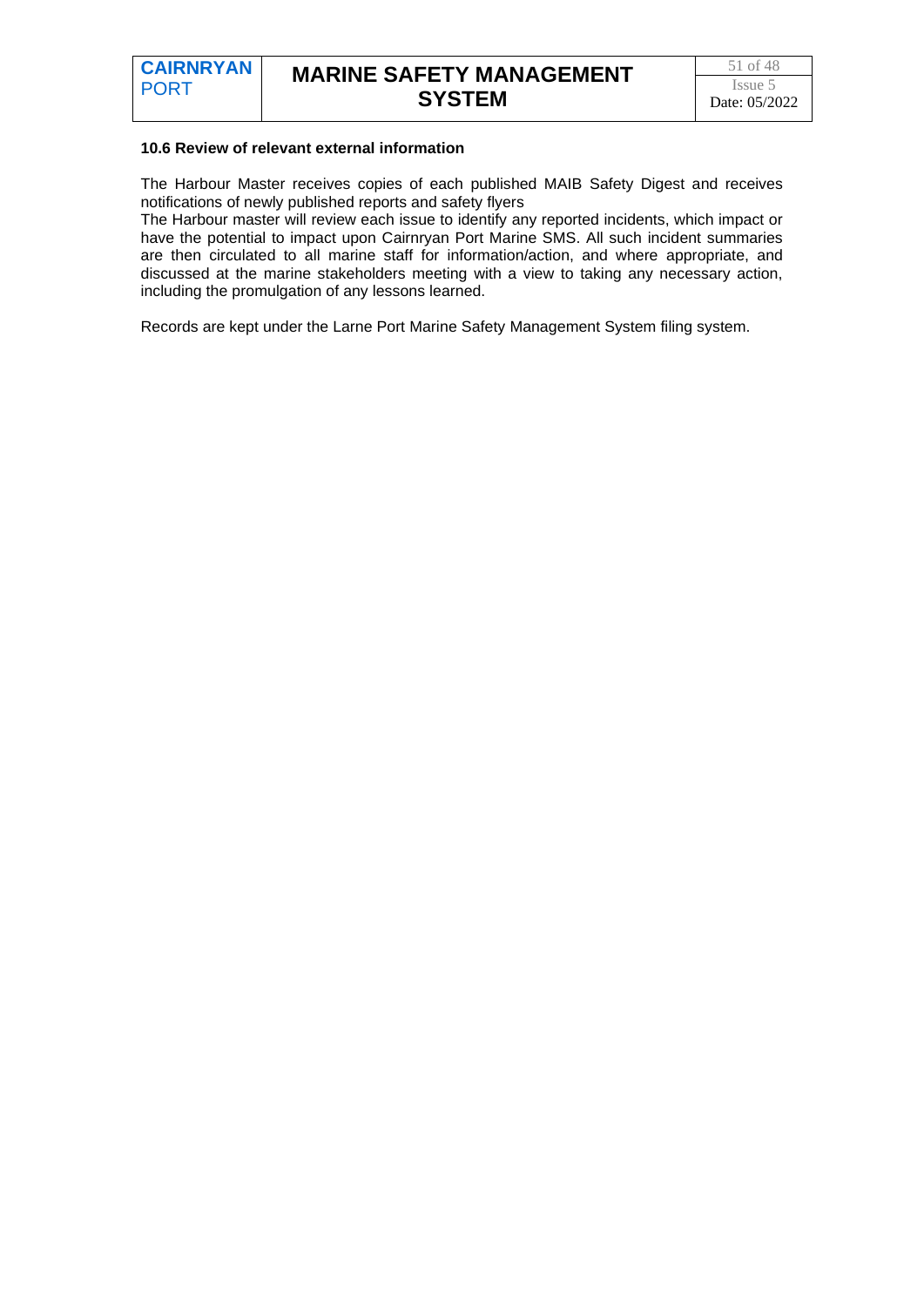### 10.6 Review of relevant external information

The Harbour Master receives copies of each published MAIB Safety Digest and receives notifications of newly published reports and safety flyers
The Harbour master will review each issue to identify any reported incidents, which impact or have the potential to impact upon Cairnryan Port Marine SMS. All such incident summaries are then circulated to all marine staff for information/action, and where appropriate, and discussed at the marine stakeholders meeting with a view to taking any necessary action, including the promulgation of any lessons learned.

Records are kept under the Larne Port Marine Safety Management System filing system.